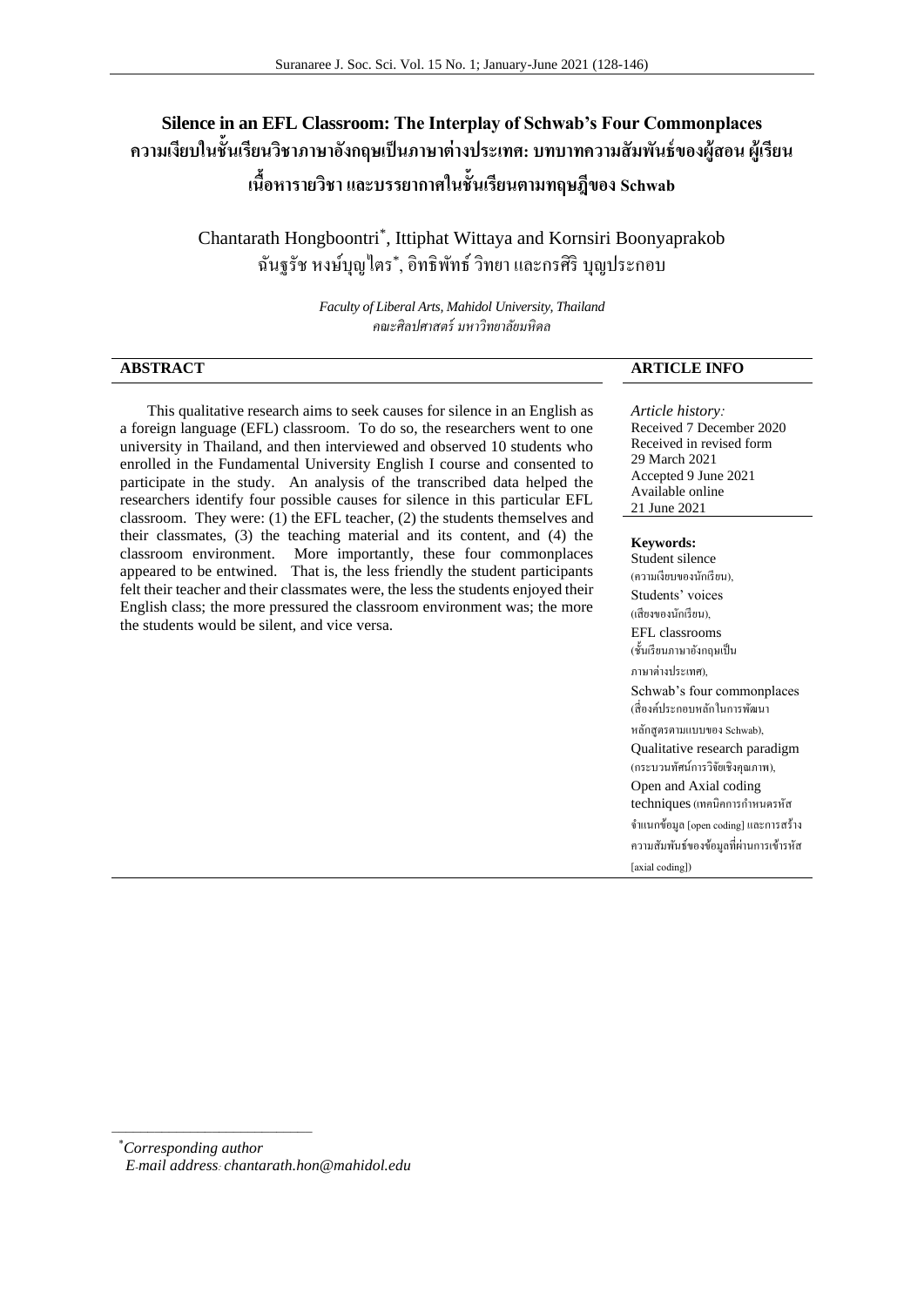# Silence in an EFL Classroom: The Interplay of Schwab's Four Commonplaces

# ความเงียบในชั้นเรียนวิชาภาษาอังกฤษเป็นภาษาต่างประเทศ: บทบาทความสัมพันธ์ของผู้สอน ผู้เรียน เนื้อหารายวิชา และบรรยากาศในชั้นเรียนตามทฤษฎีของ Schwab

Chantarath Hongboontri*, Ittiphat Wittaya and Kornsiri Boonyaprakob

ฉันฐรัช หงษ์บุญไตร*, อิทธิพัทธ์ วิทยา และกรศิริ บุญประกอบ

*Faculty of Liberal Arts, Mahidol University, Thailand*

*คณะศิลปศาสตร์ มหาวิทยาลัยมหิดล*

## ABSTRACT

This qualitative research aims to seek causes for silence in an English as a foreign language (EFL) classroom. To do so, the researchers went to one university in Thailand, and then interviewed and observed 10 students who enrolled in the Fundamental University English I course and consented to participate in the study. An analysis of the transcribed data helped the researchers identify four possible causes for silence in this particular EFL classroom. They were: (1) the EFL teacher, (2) the students themselves and their classmates, (3) the teaching material and its content, and (4) the classroom environment. More importantly, these four commonplaces appeared to be entwined. That is, the less friendly the student participants felt their teacher and their classmates were, the less the students enjoyed their English class; the more pressured the classroom environment was; the more the students would be silent, and vice versa.

## ARTICLE INFO

*Article history:*
Received 7 December 2020
Received in revised form 29 March 2021
Accepted 9 June 2021
Available online 21 June 2021

**Keywords:**
Student silence (ความเงียบของนักเรียน),
Students' voices (เสียงของนักเรียน),
EFL classrooms (ชั้นเรียนภาษาอังกฤษเป็นภาษาต่างประเทศ),
Schwab's four commonplaces (สี่องค์ประกอบหลักในการพัฒนาหลักสูตรตามแบบของ Schwab),
Qualitative research paradigm (กระบวนทัศน์การวิจัยเชิงคุณภาพ),
Open and Axial coding techniques (เทคนิคการกำหนดรหัสจำแนกข้อมูล [open coding] และการสร้างความสัมพันธ์ของข้อมูลที่ผ่านการเข้ารหัส [axial coding])

---

*Corresponding author
*E-mail address: chantarath.hon@mahidol.edu*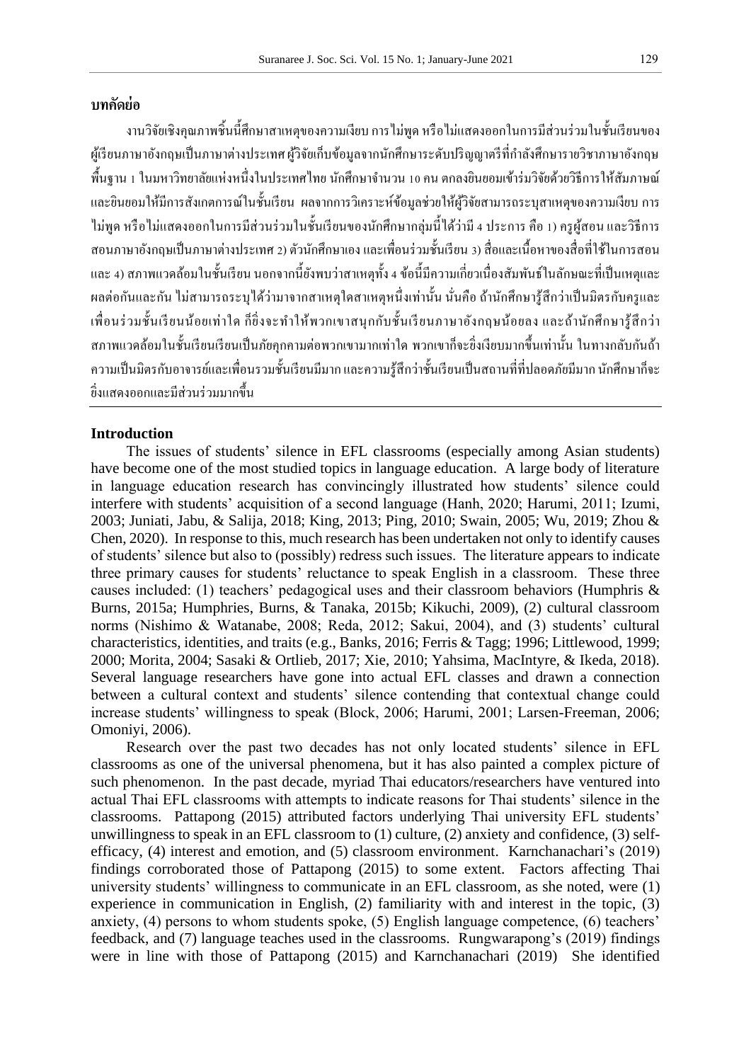## บทคัดย่อ

งานวิจัยเชิงคุณภาพชิ้นนี้ศึกษาสาเหตุของความเงียบ การไม่พูด หรือไม่แสดงออกในการมีส่วนร่วมในชั้นเรียนของผู้เรียนภาษาอังกฤษเป็นภาษาต่างประเทศ ผู้วิจัยเก็บข้อมูลจากนักศึกษาระดับปริญญาตรีที่กำลังศึกษารายวิชาภาษาอังกฤษพื้นฐาน 1 ในมหาวิทยาลัยแห่งหนึ่งในประเทศไทย นักศึกษาจำนวน 10 คน ตกลงยินยอมเข้าร่วมวิจัยด้วยวิธีการให้สัมภาษณ์และยินยอมให้มีการสังเกตการณ์ในชั้นเรียน ผลจากการวิเคราะห์ข้อมูลช่วยให้ผู้วิจัยสามารถระบุสาเหตุของความเงียบ การไม่พูด หรือไม่แสดงออกในการมีส่วนร่วมในชั้นเรียนของนักศึกษากลุ่มนี้ได้ว่ามี 4 ประการ คือ 1) ครูผู้สอน และวิธีการสอนภาษาอังกฤษเป็นภาษาต่างประเทศ 2) ตัวนักศึกษาเอง และเพื่อนร่วมชั้นเรียน 3) สื่อและเนื้อหาของสื่อที่ใช้ในการสอน และ 4) สภาพแวดล้อมในชั้นเรียน นอกจากนี้ยังพบว่าสาเหตุทั้ง 4 ข้อนี้มีความเกี่ยวเนื่องสัมพันธ์ในลักษณะที่เป็นเหตุและผลต่อกันและกัน ไม่สามารถระบุได้ว่ามาจากสาเหตุใดสาเหตุหนึ่งเท่านั้น นั่นคือ ถ้านักศึกษารู้สึกว่าเป็นมิตรกับครูและเพื่อนร่วมชั้นเรียนน้อยเท่าใด ก็ยิ่งจะทำให้พวกเขาสนุกกับชั้นเรียนภาษาอังกฤษน้อยลง และถ้านักศึกษารู้สึกว่าสภาพแวดล้อมในชั้นเรียนเรียนเป็นภัยคุกคามต่อพวกเขามากเท่าใด พวกเขาก็จะยิ่งเงียบมากขึ้นเท่านั้น ในทางกลับกันถ้าความเป็นมิตรกับอาจารย์และเพื่อนรวมชั้นเรียนมีมาก และความรู้สึกว่าชั้นเรียนเป็นสถานที่ที่ปลอดภัยมีมาก นักศึกษาก็จะยิ่งแสดงออกและมีส่วนร่วมมากขึ้น

## Introduction

The issues of students' silence in EFL classrooms (especially among Asian students) have become one of the most studied topics in language education. A large body of literature in language education research has convincingly illustrated how students' silence could interfere with students' acquisition of a second language (Hanh, 2020; Harumi, 2011; Izumi, 2003; Juniati, Jabu, & Salija, 2018; King, 2013; Ping, 2010; Swain, 2005; Wu, 2019; Zhou & Chen, 2020). In response to this, much research has been undertaken not only to identify causes of students' silence but also to (possibly) redress such issues. The literature appears to indicate three primary causes for students' reluctance to speak English in a classroom. These three causes included: (1) teachers' pedagogical uses and their classroom behaviors (Humphris & Burns, 2015a; Humphries, Burns, & Tanaka, 2015b; Kikuchi, 2009), (2) cultural classroom norms (Nishimo & Watanabe, 2008; Reda, 2012; Sakui, 2004), and (3) students' cultural characteristics, identities, and traits (e.g., Banks, 2016; Ferris & Tagg; 1996; Littlewood, 1999; 2000; Morita, 2004; Sasaki & Ortlieb, 2017; Xie, 2010; Yahsima, MacIntyre, & Ikeda, 2018). Several language researchers have gone into actual EFL classes and drawn a connection between a cultural context and students' silence contending that contextual change could increase students' willingness to speak (Block, 2006; Harumi, 2001; Larsen-Freeman, 2006; Omoniyi, 2006).

Research over the past two decades has not only located students' silence in EFL classrooms as one of the universal phenomena, but it has also painted a complex picture of such phenomenon. In the past decade, myriad Thai educators/researchers have ventured into actual Thai EFL classrooms with attempts to indicate reasons for Thai students' silence in the classrooms. Pattapong (2015) attributed factors underlying Thai university EFL students' unwillingness to speak in an EFL classroom to (1) culture, (2) anxiety and confidence, (3) self-efficacy, (4) interest and emotion, and (5) classroom environment. Karnchanachari's (2019) findings corroborated those of Pattapong (2015) to some extent. Factors affecting Thai university students' willingness to communicate in an EFL classroom, as she noted, were (1) experience in communication in English, (2) familiarity with and interest in the topic, (3) anxiety, (4) persons to whom students spoke, (5) English language competence, (6) teachers' feedback, and (7) language teaches used in the classrooms. Rungwarapong's (2019) findings were in line with those of Pattapong (2015) and Karnchanachari (2019) She identified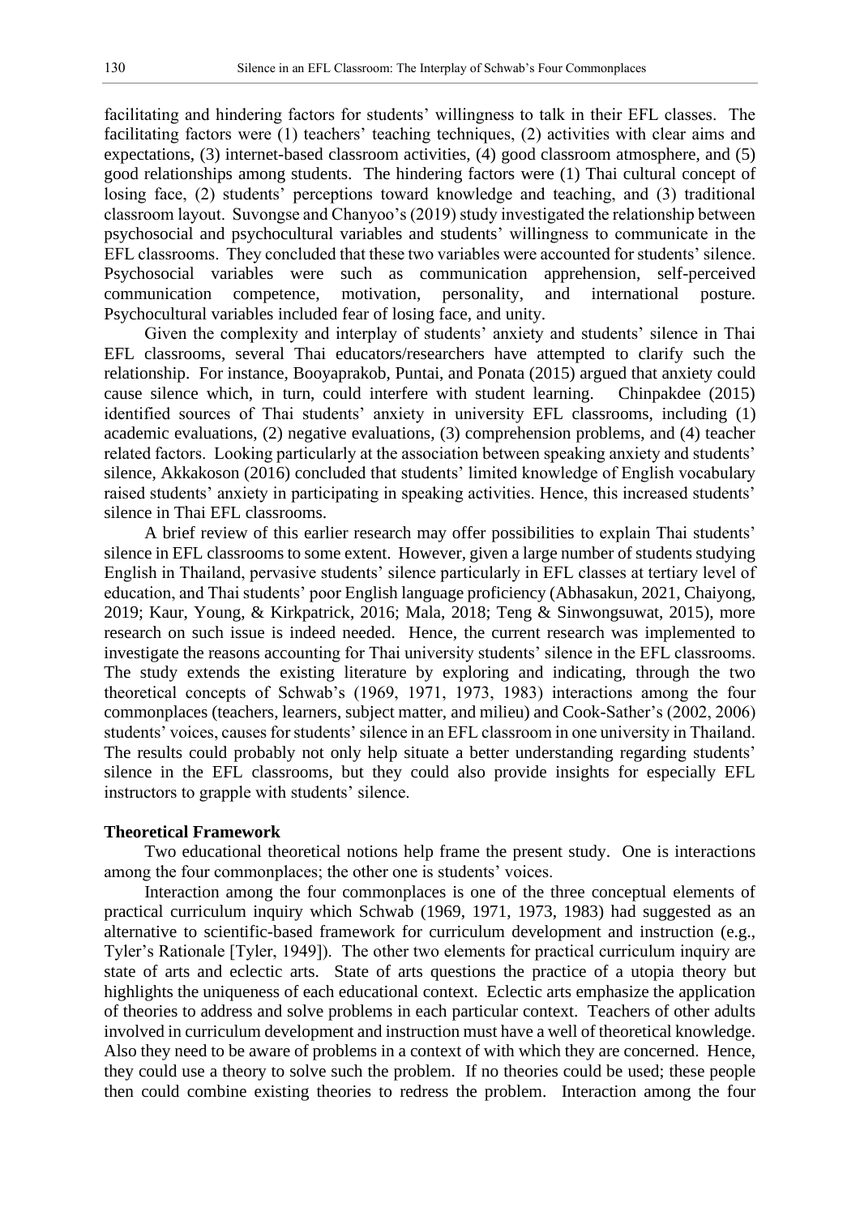facilitating and hindering factors for students' willingness to talk in their EFL classes. The facilitating factors were (1) teachers' teaching techniques, (2) activities with clear aims and expectations, (3) internet-based classroom activities, (4) good classroom atmosphere, and (5) good relationships among students. The hindering factors were (1) Thai cultural concept of losing face, (2) students' perceptions toward knowledge and teaching, and (3) traditional classroom layout. Suvongse and Chanyoo's (2019) study investigated the relationship between psychosocial and psychocultural variables and students' willingness to communicate in the EFL classrooms. They concluded that these two variables were accounted for students' silence. Psychosocial variables were such as communication apprehension, self-perceived communication competence, motivation, personality, and international posture. Psychocultural variables included fear of losing face, and unity.

Given the complexity and interplay of students' anxiety and students' silence in Thai EFL classrooms, several Thai educators/researchers have attempted to clarify such the relationship. For instance, Booyaprakob, Puntai, and Ponata (2015) argued that anxiety could cause silence which, in turn, could interfere with student learning. Chinpakdee (2015) identified sources of Thai students' anxiety in university EFL classrooms, including (1) academic evaluations, (2) negative evaluations, (3) comprehension problems, and (4) teacher related factors. Looking particularly at the association between speaking anxiety and students' silence, Akkakoson (2016) concluded that students' limited knowledge of English vocabulary raised students' anxiety in participating in speaking activities. Hence, this increased students' silence in Thai EFL classrooms.

A brief review of this earlier research may offer possibilities to explain Thai students' silence in EFL classrooms to some extent. However, given a large number of students studying English in Thailand, pervasive students' silence particularly in EFL classes at tertiary level of education, and Thai students' poor English language proficiency (Abhasakun, 2021, Chaiyong, 2019; Kaur, Young, & Kirkpatrick, 2016; Mala, 2018; Teng & Sinwongsuwat, 2015), more research on such issue is indeed needed. Hence, the current research was implemented to investigate the reasons accounting for Thai university students' silence in the EFL classrooms. The study extends the existing literature by exploring and indicating, through the two theoretical concepts of Schwab's (1969, 1971, 1973, 1983) interactions among the four commonplaces (teachers, learners, subject matter, and milieu) and Cook-Sather's (2002, 2006) students' voices, causes for students' silence in an EFL classroom in one university in Thailand. The results could probably not only help situate a better understanding regarding students' silence in the EFL classrooms, but they could also provide insights for especially EFL instructors to grapple with students' silence.

**Theoretical Framework**

Two educational theoretical notions help frame the present study. One is interactions among the four commonplaces; the other one is students' voices.

Interaction among the four commonplaces is one of the three conceptual elements of practical curriculum inquiry which Schwab (1969, 1971, 1973, 1983) had suggested as an alternative to scientific-based framework for curriculum development and instruction (e.g., Tyler's Rationale [Tyler, 1949]). The other two elements for practical curriculum inquiry are state of arts and eclectic arts. State of arts questions the practice of a utopia theory but highlights the uniqueness of each educational context. Eclectic arts emphasize the application of theories to address and solve problems in each particular context. Teachers of other adults involved in curriculum development and instruction must have a well of theoretical knowledge. Also they need to be aware of problems in a context of with which they are concerned. Hence, they could use a theory to solve such the problem. If no theories could be used; these people then could combine existing theories to redress the problem. Interaction among the four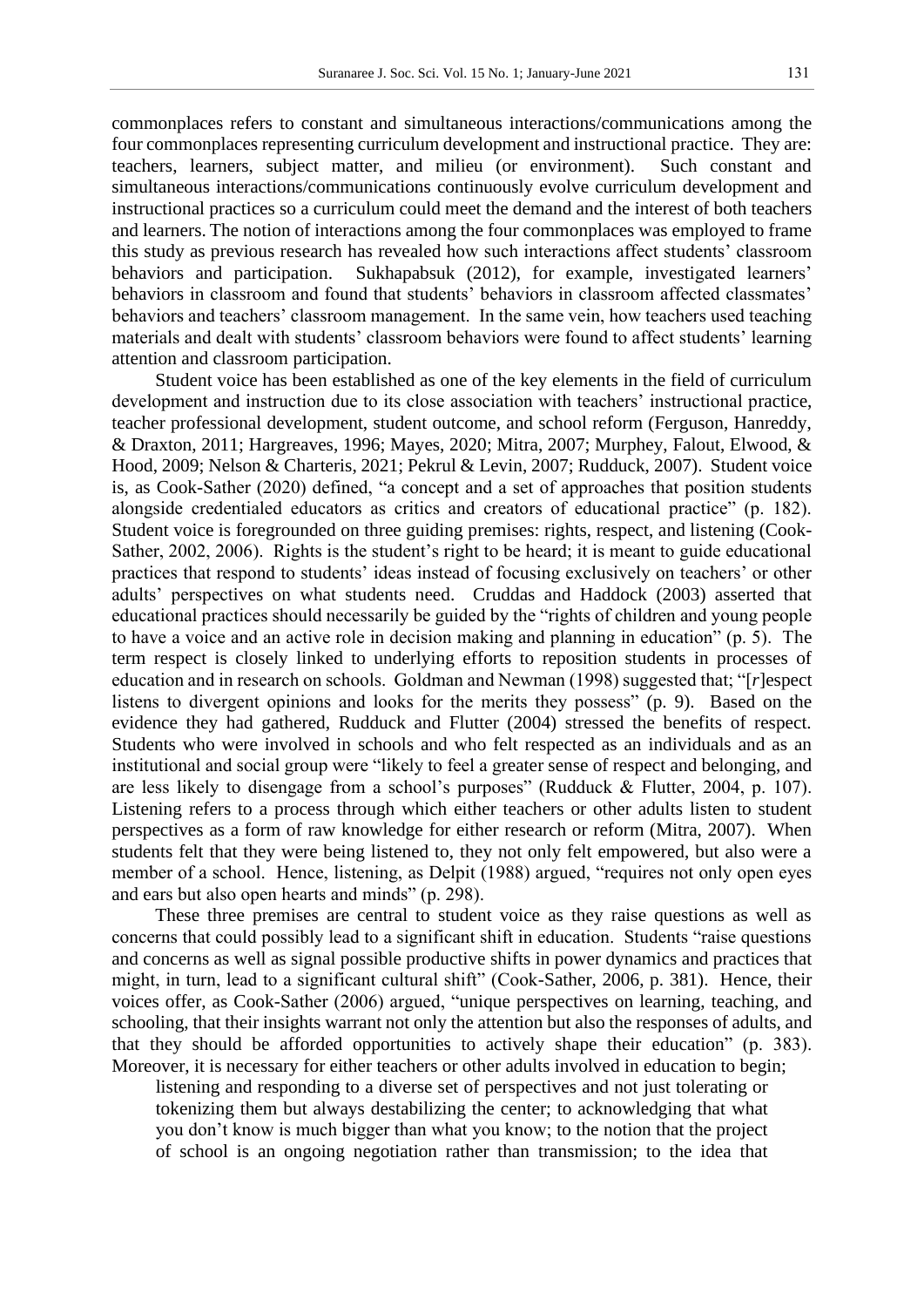commonplaces refers to constant and simultaneous interactions/communications among the four commonplaces representing curriculum development and instructional practice. They are: teachers, learners, subject matter, and milieu (or environment). Such constant and simultaneous interactions/communications continuously evolve curriculum development and instructional practices so a curriculum could meet the demand and the interest of both teachers and learners. The notion of interactions among the four commonplaces was employed to frame this study as previous research has revealed how such interactions affect students' classroom behaviors and participation. Sukhapabsuk (2012), for example, investigated learners' behaviors in classroom and found that students' behaviors in classroom affected classmates' behaviors and teachers' classroom management. In the same vein, how teachers used teaching materials and dealt with students' classroom behaviors were found to affect students' learning attention and classroom participation.

Student voice has been established as one of the key elements in the field of curriculum development and instruction due to its close association with teachers' instructional practice, teacher professional development, student outcome, and school reform (Ferguson, Hanreddy, & Draxton, 2011; Hargreaves, 1996; Mayes, 2020; Mitra, 2007; Murphey, Falout, Elwood, & Hood, 2009; Nelson & Charteris, 2021; Pekrul & Levin, 2007; Rudduck, 2007). Student voice is, as Cook-Sather (2020) defined, "a concept and a set of approaches that position students alongside credentialed educators as critics and creators of educational practice" (p. 182). Student voice is foregrounded on three guiding premises: rights, respect, and listening (Cook-Sather, 2002, 2006). Rights is the student's right to be heard; it is meant to guide educational practices that respond to students' ideas instead of focusing exclusively on teachers' or other adults' perspectives on what students need. Cruddas and Haddock (2003) asserted that educational practices should necessarily be guided by the "rights of children and young people to have a voice and an active role in decision making and planning in education" (p. 5). The term respect is closely linked to underlying efforts to reposition students in processes of education and in research on schools. Goldman and Newman (1998) suggested that; "[*r*]espect listens to divergent opinions and looks for the merits they possess" (p. 9). Based on the evidence they had gathered, Rudduck and Flutter (2004) stressed the benefits of respect. Students who were involved in schools and who felt respected as an individuals and as an institutional and social group were "likely to feel a greater sense of respect and belonging, and are less likely to disengage from a school's purposes" (Rudduck & Flutter, 2004, p. 107). Listening refers to a process through which either teachers or other adults listen to student perspectives as a form of raw knowledge for either research or reform (Mitra, 2007). When students felt that they were being listened to, they not only felt empowered, but also were a member of a school. Hence, listening, as Delpit (1988) argued, "requires not only open eyes and ears but also open hearts and minds" (p. 298).

These three premises are central to student voice as they raise questions as well as concerns that could possibly lead to a significant shift in education. Students "raise questions and concerns as well as signal possible productive shifts in power dynamics and practices that might, in turn, lead to a significant cultural shift" (Cook-Sather, 2006, p. 381). Hence, their voices offer, as Cook-Sather (2006) argued, "unique perspectives on learning, teaching, and schooling, that their insights warrant not only the attention but also the responses of adults, and that they should be afforded opportunities to actively shape their education" (p. 383). Moreover, it is necessary for either teachers or other adults involved in education to begin;

> listening and responding to a diverse set of perspectives and not just tolerating or tokenizing them but always destabilizing the center; to acknowledging that what you don't know is much bigger than what you know; to the notion that the project of school is an ongoing negotiation rather than transmission; to the idea that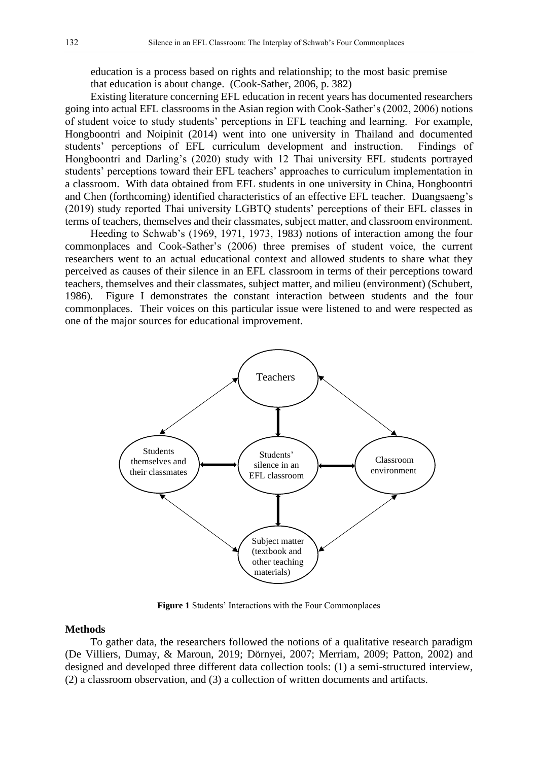education is a process based on rights and relationship; to the most basic premise that education is about change. (Cook-Sather, 2006, p. 382)

Existing literature concerning EFL education in recent years has documented researchers going into actual EFL classrooms in the Asian region with Cook-Sather's (2002, 2006) notions of student voice to study students' perceptions in EFL teaching and learning. For example, Hongboontri and Noipinit (2014) went into one university in Thailand and documented students' perceptions of EFL curriculum development and instruction. Findings of Hongboontri and Darling's (2020) study with 12 Thai university EFL students portrayed students' perceptions toward their EFL teachers' approaches to curriculum implementation in a classroom. With data obtained from EFL students in one university in China, Hongboontri and Chen (forthcoming) identified characteristics of an effective EFL teacher. Duangsaeng's (2019) study reported Thai university LGBTQ students' perceptions of their EFL classes in terms of teachers, themselves and their classmates, subject matter, and classroom environment.

Heeding to Schwab's (1969, 1971, 1973, 1983) notions of interaction among the four commonplaces and Cook-Sather's (2006) three premises of student voice, the current researchers went to an actual educational context and allowed students to share what they perceived as causes of their silence in an EFL classroom in terms of their perceptions toward teachers, themselves and their classmates, subject matter, and milieu (environment) (Schubert, 1986). Figure I demonstrates the constant interaction between students and the four commonplaces. Their voices on this particular issue were listened to and were respected as one of the major sources for educational improvement.

Teachers

Students themselves and their classmates

Students' silence in an EFL classroom

Classroom environment

Subject matter (textbook and other teaching materials)

**Figure 1** Students' Interactions with the Four Commonplaces

## Methods

To gather data, the researchers followed the notions of a qualitative research paradigm (De Villiers, Dumay, & Maroun, 2019; Dörnyei, 2007; Merriam, 2009; Patton, 2002) and designed and developed three different data collection tools: (1) a semi-structured interview, (2) a classroom observation, and (3) a collection of written documents and artifacts.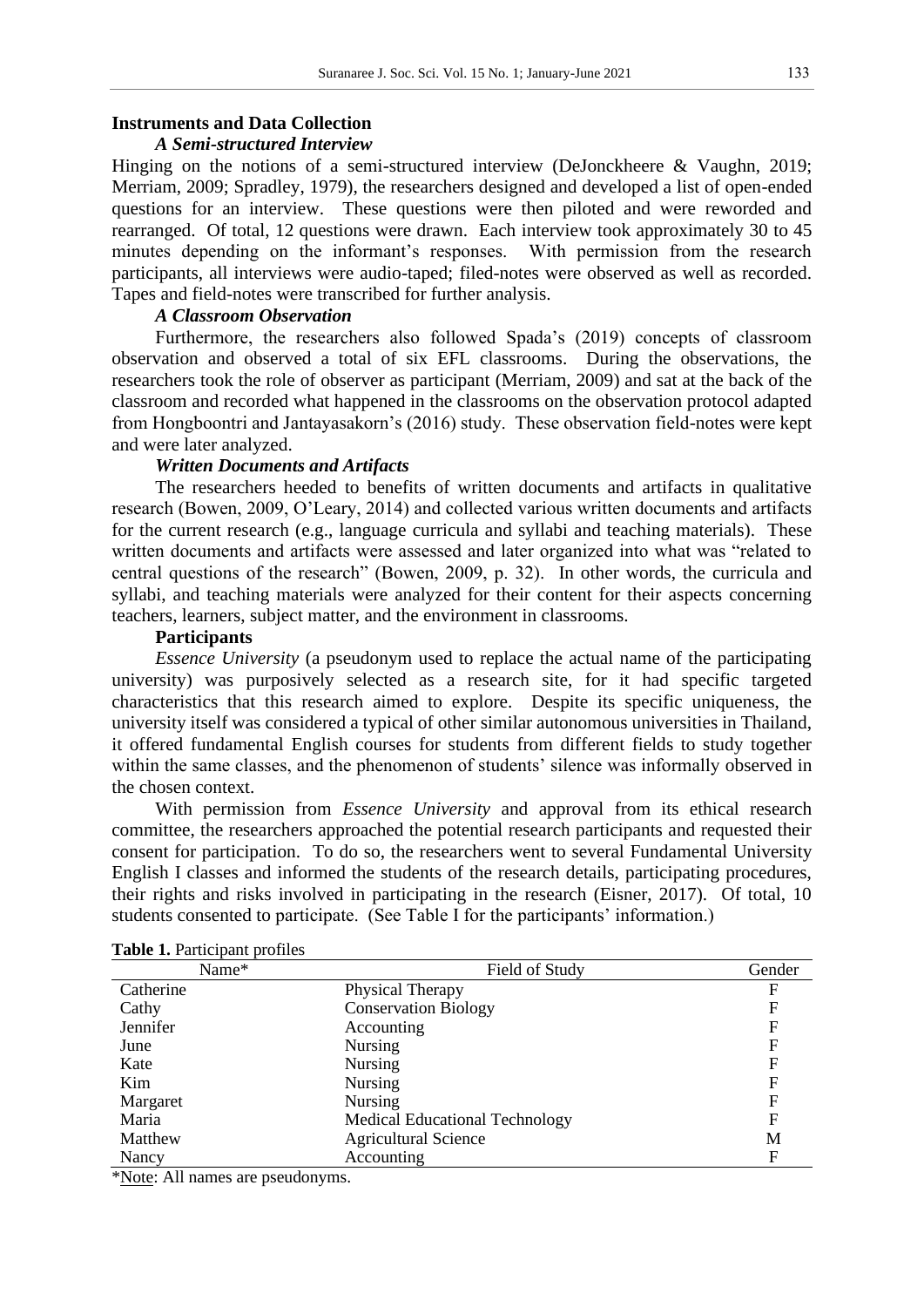## Instruments and Data Collection

### *A Semi-structured Interview*

Hinging on the notions of a semi-structured interview (DeJonckheere & Vaughn, 2019; Merriam, 2009; Spradley, 1979), the researchers designed and developed a list of open-ended questions for an interview. These questions were then piloted and were reworded and rearranged. Of total, 12 questions were drawn. Each interview took approximately 30 to 45 minutes depending on the informant's responses. With permission from the research participants, all interviews were audio-taped; filed-notes were observed as well as recorded. Tapes and field-notes were transcribed for further analysis.

### *A Classroom Observation*

Furthermore, the researchers also followed Spada's (2019) concepts of classroom observation and observed a total of six EFL classrooms. During the observations, the researchers took the role of observer as participant (Merriam, 2009) and sat at the back of the classroom and recorded what happened in the classrooms on the observation protocol adapted from Hongboontri and Jantayasakorn's (2016) study. These observation field-notes were kept and were later analyzed.

### *Written Documents and Artifacts*

The researchers heeded to benefits of written documents and artifacts in qualitative research (Bowen, 2009, O'Leary, 2014) and collected various written documents and artifacts for the current research (e.g., language curricula and syllabi and teaching materials). These written documents and artifacts were assessed and later organized into what was "related to central questions of the research" (Bowen, 2009, p. 32). In other words, the curricula and syllabi, and teaching materials were analyzed for their content for their aspects concerning teachers, learners, subject matter, and the environment in classrooms.

### Participants

*Essence University* (a pseudonym used to replace the actual name of the participating university) was purposively selected as a research site, for it had specific targeted characteristics that this research aimed to explore. Despite its specific uniqueness, the university itself was considered a typical of other similar autonomous universities in Thailand, it offered fundamental English courses for students from different fields to study together within the same classes, and the phenomenon of students' silence was informally observed in the chosen context.

With permission from *Essence University* and approval from its ethical research committee, the researchers approached the potential research participants and requested their consent for participation. To do so, the researchers went to several Fundamental University English I classes and informed the students of the research details, participating procedures, their rights and risks involved in participating in the research (Eisner, 2017). Of total, 10 students consented to participate. (See Table I for the participants' information.)

**Table 1.** Participant profiles

| Name* | Field of Study | Gender |
|---|---|---|
| Catherine | Physical Therapy | F |
| Cathy | Conservation Biology | F |
| Jennifer | Accounting | F |
| June | Nursing | F |
| Kate | Nursing | F |
| Kim | Nursing | F |
| Margaret | Nursing | F |
| Maria | Medical Educational Technology | F |
| Matthew | Agricultural Science | M |
| Nancy | Accounting | F |

*Note: All names are pseudonyms.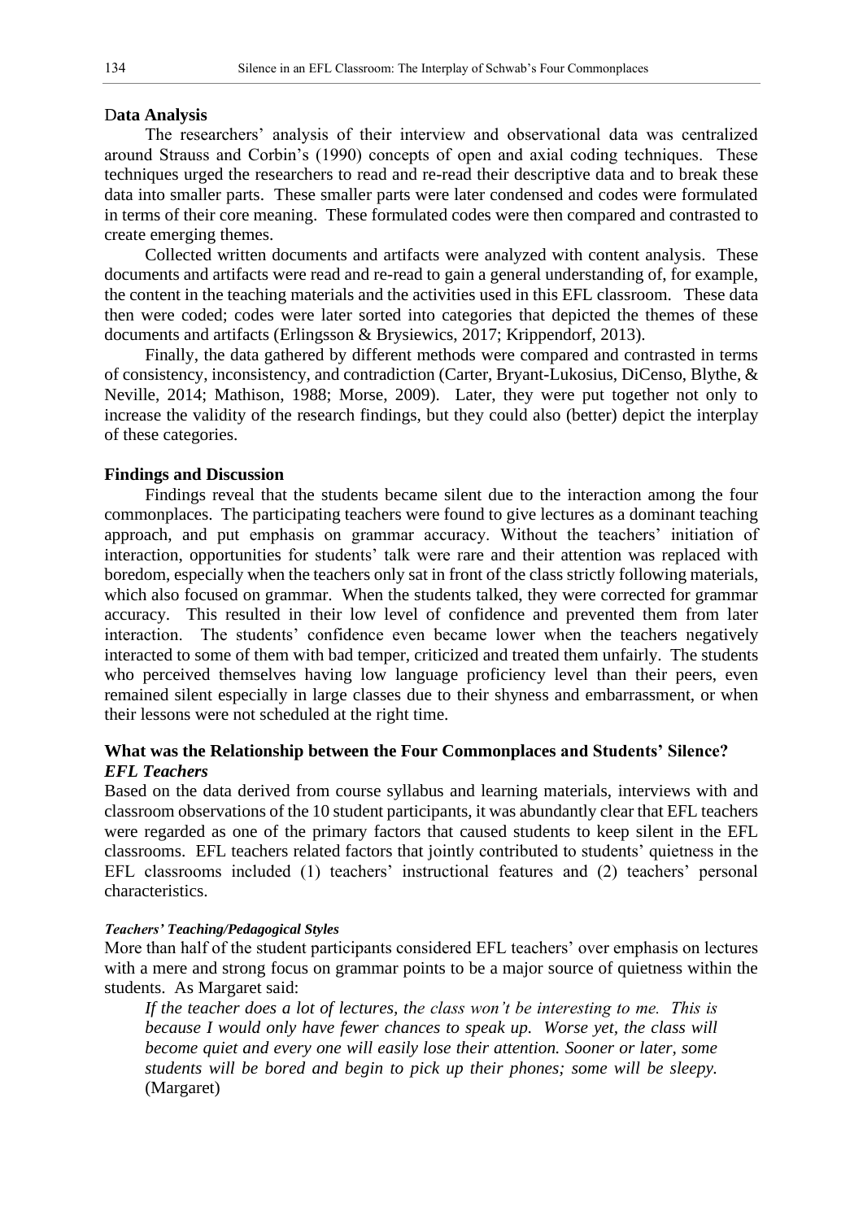## Data Analysis

The researchers' analysis of their interview and observational data was centralized around Strauss and Corbin's (1990) concepts of open and axial coding techniques. These techniques urged the researchers to read and re-read their descriptive data and to break these data into smaller parts. These smaller parts were later condensed and codes were formulated in terms of their core meaning. These formulated codes were then compared and contrasted to create emerging themes.

Collected written documents and artifacts were analyzed with content analysis. These documents and artifacts were read and re-read to gain a general understanding of, for example, the content in the teaching materials and the activities used in this EFL classroom. These data then were coded; codes were later sorted into categories that depicted the themes of these documents and artifacts (Erlingsson & Brysiewics, 2017; Krippendorf, 2013).

Finally, the data gathered by different methods were compared and contrasted in terms of consistency, inconsistency, and contradiction (Carter, Bryant-Lukosius, DiCenso, Blythe, & Neville, 2014; Mathison, 1988; Morse, 2009). Later, they were put together not only to increase the validity of the research findings, but they could also (better) depict the interplay of these categories.

## Findings and Discussion

Findings reveal that the students became silent due to the interaction among the four commonplaces. The participating teachers were found to give lectures as a dominant teaching approach, and put emphasis on grammar accuracy. Without the teachers' initiation of interaction, opportunities for students' talk were rare and their attention was replaced with boredom, especially when the teachers only sat in front of the class strictly following materials, which also focused on grammar. When the students talked, they were corrected for grammar accuracy. This resulted in their low level of confidence and prevented them from later interaction. The students' confidence even became lower when the teachers negatively interacted to some of them with bad temper, criticized and treated them unfairly. The students who perceived themselves having low language proficiency level than their peers, even remained silent especially in large classes due to their shyness and embarrassment, or when their lessons were not scheduled at the right time.

## What was the Relationship between the Four Commonplaces and Students' Silence?

### *EFL Teachers*

Based on the data derived from course syllabus and learning materials, interviews with and classroom observations of the 10 student participants, it was abundantly clear that EFL teachers were regarded as one of the primary factors that caused students to keep silent in the EFL classrooms. EFL teachers related factors that jointly contributed to students' quietness in the EFL classrooms included (1) teachers' instructional features and (2) teachers' personal characteristics.

#### *Teachers' Teaching/Pedagogical Styles*

More than half of the student participants considered EFL teachers' over emphasis on lectures with a mere and strong focus on grammar points to be a major source of quietness within the students. As Margaret said:

> *If the teacher does a lot of lectures, the class won't be interesting to me. This is because I would only have fewer chances to speak up. Worse yet, the class will become quiet and every one will easily lose their attention. Sooner or later, some students will be bored and begin to pick up their phones; some will be sleepy.* (Margaret)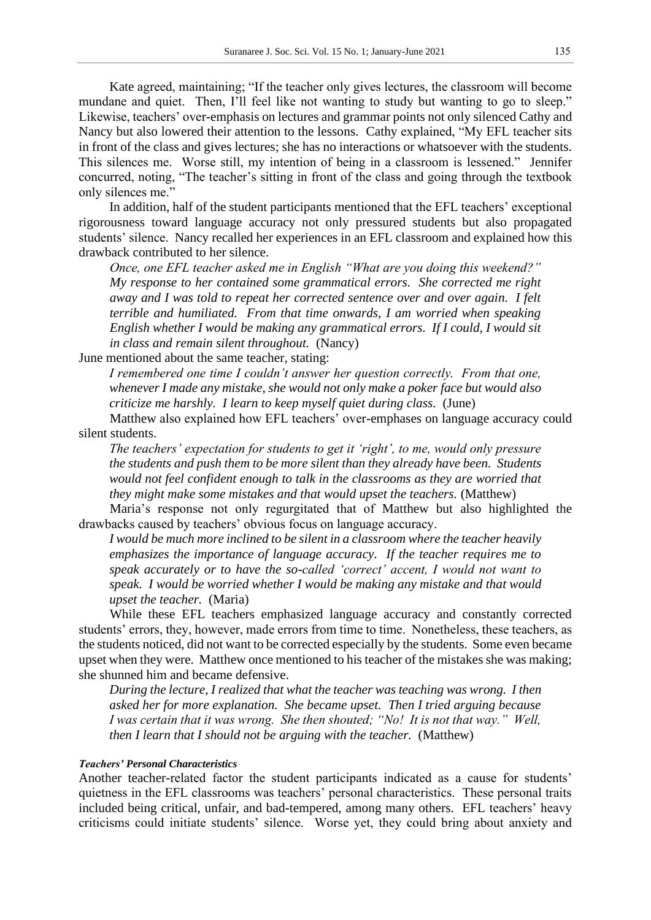Kate agreed, maintaining; "If the teacher only gives lectures, the classroom will become mundane and quiet. Then, I'll feel like not wanting to study but wanting to go to sleep." Likewise, teachers' over-emphasis on lectures and grammar points not only silenced Cathy and Nancy but also lowered their attention to the lessons. Cathy explained, "My EFL teacher sits in front of the class and gives lectures; she has no interactions or whatsoever with the students. This silences me. Worse still, my intention of being in a classroom is lessened." Jennifer concurred, noting, "The teacher's sitting in front of the class and going through the textbook only silences me."

In addition, half of the student participants mentioned that the EFL teachers' exceptional rigorousness toward language accuracy not only pressured students but also propagated students' silence. Nancy recalled her experiences in an EFL classroom and explained how this drawback contributed to her silence.

> *Once, one EFL teacher asked me in English "What are you doing this weekend?" My response to her contained some grammatical errors. She corrected me right away and I was told to repeat her corrected sentence over and over again. I felt terrible and humiliated. From that time onwards, I am worried when speaking English whether I would be making any grammatical errors. If I could, I would sit in class and remain silent throughout.* (Nancy)

June mentioned about the same teacher, stating:

> *I remembered one time I couldn't answer her question correctly. From that one, whenever I made any mistake, she would not only make a poker face but would also criticize me harshly. I learn to keep myself quiet during class.* (June)

Matthew also explained how EFL teachers' over-emphases on language accuracy could silent students.

> *The teachers' expectation for students to get it 'right', to me, would only pressure the students and push them to be more silent than they already have been. Students would not feel confident enough to talk in the classrooms as they are worried that they might make some mistakes and that would upset the teachers.* (Matthew)

Maria's response not only regurgitated that of Matthew but also highlighted the drawbacks caused by teachers' obvious focus on language accuracy.

> *I would be much more inclined to be silent in a classroom where the teacher heavily emphasizes the importance of language accuracy. If the teacher requires me to speak accurately or to have the so-called 'correct' accent, I would not want to speak. I would be worried whether I would be making any mistake and that would upset the teacher.* (Maria)

While these EFL teachers emphasized language accuracy and constantly corrected students' errors, they, however, made errors from time to time. Nonetheless, these teachers, as the students noticed, did not want to be corrected especially by the students. Some even became upset when they were. Matthew once mentioned to his teacher of the mistakes she was making; she shunned him and became defensive.

> *During the lecture, I realized that what the teacher was teaching was wrong. I then asked her for more explanation. She became upset. Then I tried arguing because I was certain that it was wrong. She then shouted; "No! It is not that way." Well, then I learn that I should not be arguing with the teacher.* (Matthew)

#### *Teachers' Personal Characteristics*

Another teacher-related factor the student participants indicated as a cause for students' quietness in the EFL classrooms was teachers' personal characteristics. These personal traits included being critical, unfair, and bad-tempered, among many others. EFL teachers' heavy criticisms could initiate students' silence. Worse yet, they could bring about anxiety and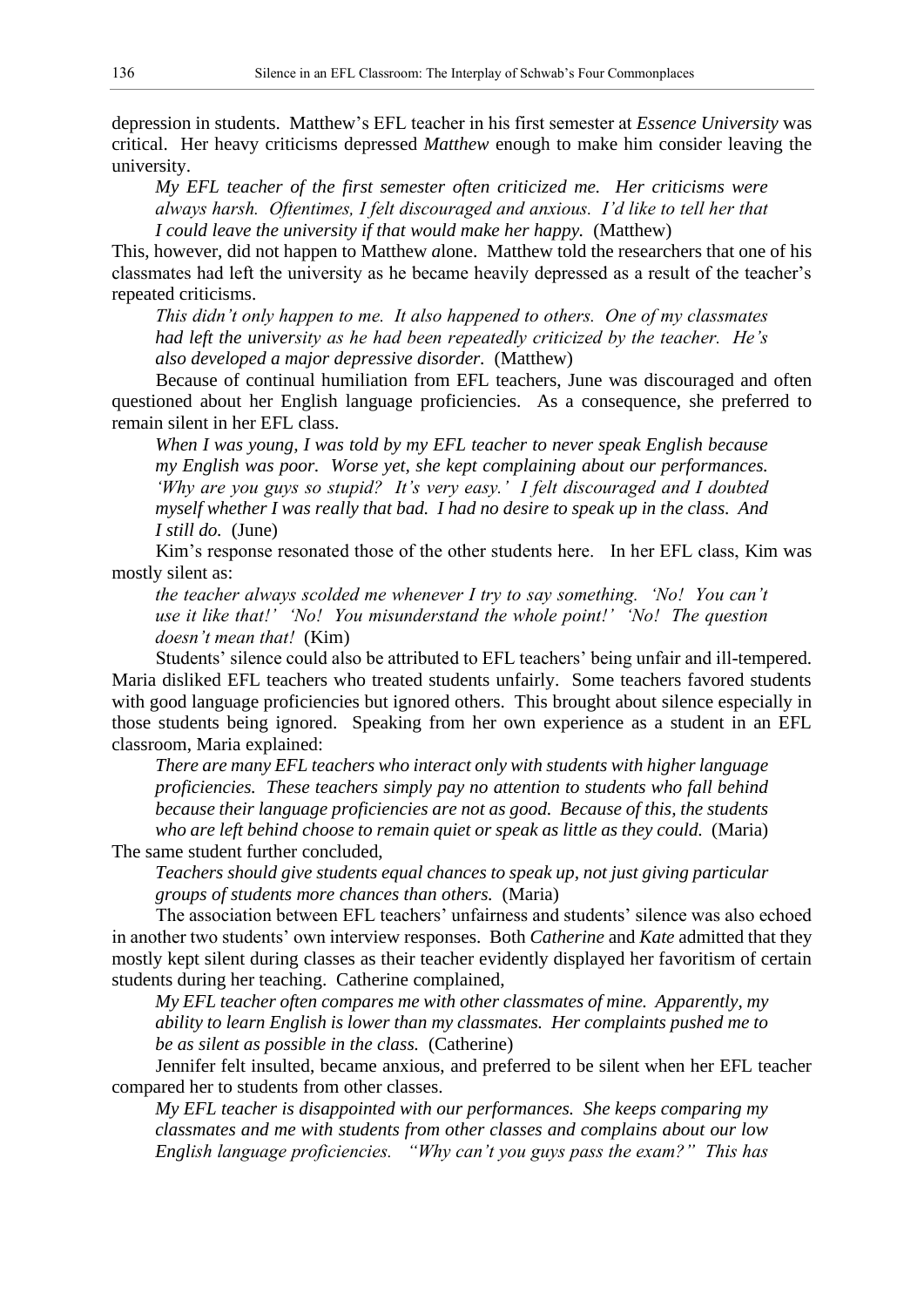depression in students. Matthew's EFL teacher in his first semester at *Essence University* was critical. Her heavy criticisms depressed *Matthew* enough to make him consider leaving the university.

> *My EFL teacher of the first semester often criticized me. Her criticisms were always harsh. Oftentimes, I felt discouraged and anxious. I'd like to tell her that I could leave the university if that would make her happy.* (Matthew)

This, however, did not happen to Matthew alone. Matthew told the researchers that one of his classmates had left the university as he became heavily depressed as a result of the teacher's repeated criticisms.

> *This didn't only happen to me. It also happened to others. One of my classmates had left the university as he had been repeatedly criticized by the teacher. He's also developed a major depressive disorder.* (Matthew)

Because of continual humiliation from EFL teachers, June was discouraged and often questioned about her English language proficiencies. As a consequence, she preferred to remain silent in her EFL class.

> *When I was young, I was told by my EFL teacher to never speak English because my English was poor. Worse yet, she kept complaining about our performances. 'Why are you guys so stupid? It's very easy.' I felt discouraged and I doubted myself whether I was really that bad. I had no desire to speak up in the class. And I still do.* (June)

Kim's response resonated those of the other students here. In her EFL class, Kim was mostly silent as:

> *the teacher always scolded me whenever I try to say something. 'No! You can't use it like that!' 'No! You misunderstand the whole point!' 'No! The question doesn't mean that!* (Kim)

Students' silence could also be attributed to EFL teachers' being unfair and ill-tempered. Maria disliked EFL teachers who treated students unfairly. Some teachers favored students with good language proficiencies but ignored others. This brought about silence especially in those students being ignored. Speaking from her own experience as a student in an EFL classroom, Maria explained:

> *There are many EFL teachers who interact only with students with higher language proficiencies. These teachers simply pay no attention to students who fall behind because their language proficiencies are not as good. Because of this, the students who are left behind choose to remain quiet or speak as little as they could.* (Maria)

The same student further concluded,

> *Teachers should give students equal chances to speak up, not just giving particular groups of students more chances than others.* (Maria)

The association between EFL teachers' unfairness and students' silence was also echoed in another two students' own interview responses. Both *Catherine* and *Kate* admitted that they mostly kept silent during classes as their teacher evidently displayed her favoritism of certain students during her teaching. Catherine complained,

> *My EFL teacher often compares me with other classmates of mine. Apparently, my ability to learn English is lower than my classmates. Her complaints pushed me to be as silent as possible in the class.* (Catherine)

Jennifer felt insulted, became anxious, and preferred to be silent when her EFL teacher compared her to students from other classes.

> *My EFL teacher is disappointed with our performances. She keeps comparing my classmates and me with students from other classes and complains about our low English language proficiencies. "Why can't you guys pass the exam?" This has*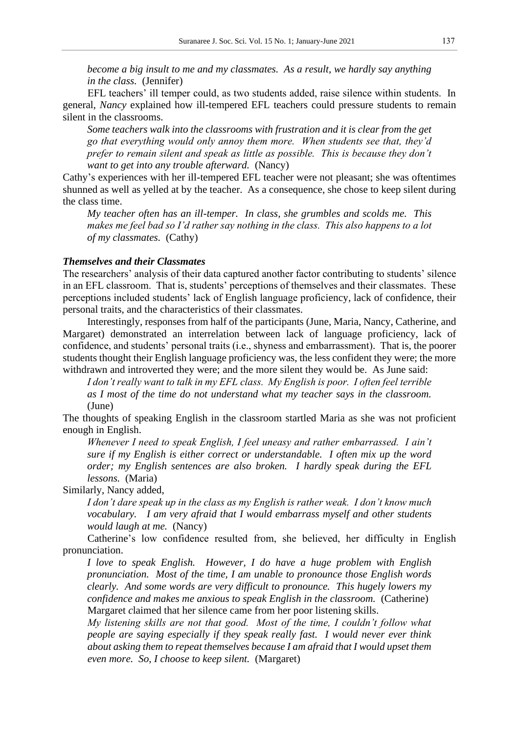*become a big insult to me and my classmates. As a result, we hardly say anything in the class.* (Jennifer)

EFL teachers' ill temper could, as two students added, raise silence within students. In general, *Nancy* explained how ill-tempered EFL teachers could pressure students to remain silent in the classrooms.

> *Some teachers walk into the classrooms with frustration and it is clear from the get go that everything would only annoy them more. When students see that, they'd prefer to remain silent and speak as little as possible. This is because they don't want to get into any trouble afterward.* (Nancy)

Cathy's experiences with her ill-tempered EFL teacher were not pleasant; she was oftentimes shunned as well as yelled at by the teacher. As a consequence, she chose to keep silent during the class time.

> *My teacher often has an ill-temper. In class, she grumbles and scolds me. This makes me feel bad so I'd rather say nothing in the class. This also happens to a lot of my classmates.* (Cathy)

### *Themselves and their Classmates*

The researchers' analysis of their data captured another factor contributing to students' silence in an EFL classroom. That is, students' perceptions of themselves and their classmates. These perceptions included students' lack of English language proficiency, lack of confidence, their personal traits, and the characteristics of their classmates.

Interestingly, responses from half of the participants (June, Maria, Nancy, Catherine, and Margaret) demonstrated an interrelation between lack of language proficiency, lack of confidence, and students' personal traits (i.e., shyness and embarrassment). That is, the poorer students thought their English language proficiency was, the less confident they were; the more withdrawn and introverted they were; and the more silent they would be. As June said:

> *I don't really want to talk in my EFL class. My English is poor. I often feel terrible as I most of the time do not understand what my teacher says in the classroom.* (June)

The thoughts of speaking English in the classroom startled Maria as she was not proficient enough in English.

> *Whenever I need to speak English, I feel uneasy and rather embarrassed. I ain't sure if my English is either correct or understandable. I often mix up the word order; my English sentences are also broken. I hardly speak during the EFL lessons.* (Maria)

Similarly, Nancy added,

> *I don't dare speak up in the class as my English is rather weak. I don't know much vocabulary. I am very afraid that I would embarrass myself and other students would laugh at me.* (Nancy)

Catherine's low confidence resulted from, she believed, her difficulty in English pronunciation.

> *I love to speak English. However, I do have a huge problem with English pronunciation. Most of the time, I am unable to pronounce those English words clearly. And some words are very difficult to pronounce. This hugely lowers my confidence and makes me anxious to speak English in the classroom.* (Catherine)

Margaret claimed that her silence came from her poor listening skills.

> *My listening skills are not that good. Most of the time, I couldn't follow what people are saying especially if they speak really fast. I would never ever think about asking them to repeat themselves because I am afraid that I would upset them even more. So, I choose to keep silent.* (Margaret)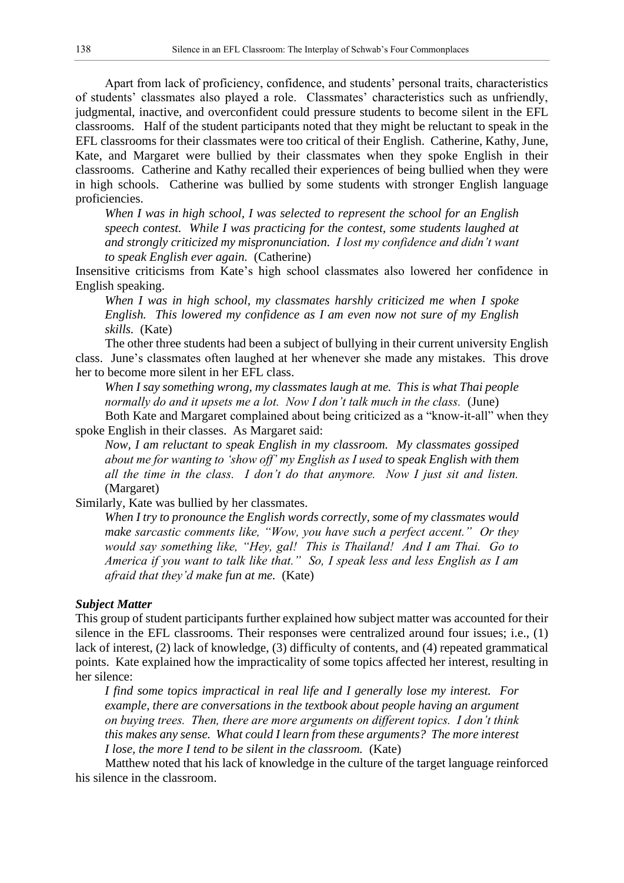Apart from lack of proficiency, confidence, and students' personal traits, characteristics of students' classmates also played a role. Classmates' characteristics such as unfriendly, judgmental, inactive, and overconfident could pressure students to become silent in the EFL classrooms. Half of the student participants noted that they might be reluctant to speak in the EFL classrooms for their classmates were too critical of their English. Catherine, Kathy, June, Kate, and Margaret were bullied by their classmates when they spoke English in their classrooms. Catherine and Kathy recalled their experiences of being bullied when they were in high schools. Catherine was bullied by some students with stronger English language proficiencies.

> *When I was in high school, I was selected to represent the school for an English speech contest. While I was practicing for the contest, some students laughed at and strongly criticized my mispronunciation. I lost my confidence and didn't want to speak English ever again.* (Catherine)

Insensitive criticisms from Kate's high school classmates also lowered her confidence in English speaking.

> *When I was in high school, my classmates harshly criticized me when I spoke English. This lowered my confidence as I am even now not sure of my English skills.* (Kate)

The other three students had been a subject of bullying in their current university English class. June's classmates often laughed at her whenever she made any mistakes. This drove her to become more silent in her EFL class.

> *When I say something wrong, my classmates laugh at me. This is what Thai people normally do and it upsets me a lot. Now I don't talk much in the class.* (June)

Both Kate and Margaret complained about being criticized as a "know-it-all" when they spoke English in their classes. As Margaret said:

> *Now, I am reluctant to speak English in my classroom. My classmates gossiped about me for wanting to 'show off' my English as I used to speak English with them all the time in the class. I don't do that anymore. Now I just sit and listen.* (Margaret)

Similarly, Kate was bullied by her classmates.

> *When I try to pronounce the English words correctly, some of my classmates would make sarcastic comments like, "Wow, you have such a perfect accent." Or they would say something like, "Hey, gal! This is Thailand! And I am Thai. Go to America if you want to talk like that." So, I speak less and less English as I am afraid that they'd make fun at me.* (Kate)

***Subject Matter***

This group of student participants further explained how subject matter was accounted for their silence in the EFL classrooms. Their responses were centralized around four issues; i.e., (1) lack of interest, (2) lack of knowledge, (3) difficulty of contents, and (4) repeated grammatical points. Kate explained how the impracticality of some topics affected her interest, resulting in her silence:

> *I find some topics impractical in real life and I generally lose my interest. For example, there are conversations in the textbook about people having an argument on buying trees. Then, there are more arguments on different topics. I don't think this makes any sense. What could I learn from these arguments? The more interest I lose, the more I tend to be silent in the classroom.* (Kate)

Matthew noted that his lack of knowledge in the culture of the target language reinforced his silence in the classroom.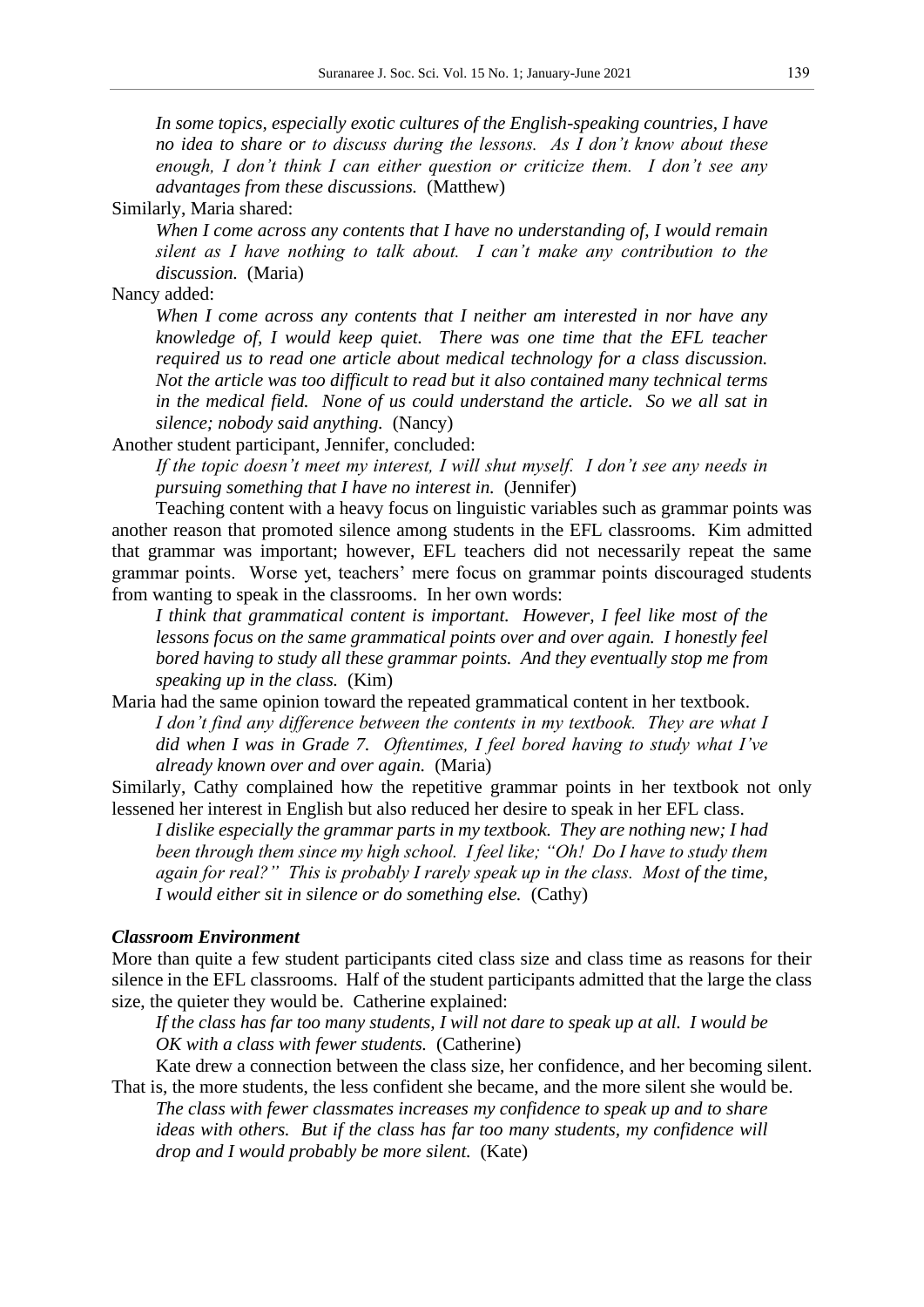*In some topics, especially exotic cultures of the English-speaking countries, I have no idea to share or to discuss during the lessons. As I don't know about these enough, I don't think I can either question or criticize them. I don't see any advantages from these discussions.* (Matthew)

Similarly, Maria shared:

*When I come across any contents that I have no understanding of, I would remain silent as I have nothing to talk about. I can't make any contribution to the discussion.* (Maria)

Nancy added:

*When I come across any contents that I neither am interested in nor have any knowledge of, I would keep quiet. There was one time that the EFL teacher required us to read one article about medical technology for a class discussion. Not the article was too difficult to read but it also contained many technical terms in the medical field. None of us could understand the article. So we all sat in silence; nobody said anything.* (Nancy)

Another student participant, Jennifer, concluded:

*If the topic doesn't meet my interest, I will shut myself. I don't see any needs in pursuing something that I have no interest in.* (Jennifer)

Teaching content with a heavy focus on linguistic variables such as grammar points was another reason that promoted silence among students in the EFL classrooms. Kim admitted that grammar was important; however, EFL teachers did not necessarily repeat the same grammar points. Worse yet, teachers' mere focus on grammar points discouraged students from wanting to speak in the classrooms. In her own words:

*I think that grammatical content is important. However, I feel like most of the lessons focus on the same grammatical points over and over again. I honestly feel bored having to study all these grammar points. And they eventually stop me from speaking up in the class.* (Kim)

Maria had the same opinion toward the repeated grammatical content in her textbook.

*I don't find any difference between the contents in my textbook. They are what I did when I was in Grade 7. Oftentimes, I feel bored having to study what I've already known over and over again.* (Maria)

Similarly, Cathy complained how the repetitive grammar points in her textbook not only lessened her interest in English but also reduced her desire to speak in her EFL class.

*I dislike especially the grammar parts in my textbook. They are nothing new; I had been through them since my high school. I feel like; "Oh! Do I have to study them again for real?" This is probably I rarely speak up in the class. Most of the time, I would either sit in silence or do something else.* (Cathy)

### *Classroom Environment*

More than quite a few student participants cited class size and class time as reasons for their silence in the EFL classrooms. Half of the student participants admitted that the large the class size, the quieter they would be. Catherine explained:

*If the class has far too many students, I will not dare to speak up at all. I would be OK with a class with fewer students.* (Catherine)

Kate drew a connection between the class size, her confidence, and her becoming silent. That is, the more students, the less confident she became, and the more silent she would be.

*The class with fewer classmates increases my confidence to speak up and to share ideas with others. But if the class has far too many students, my confidence will drop and I would probably be more silent.* (Kate)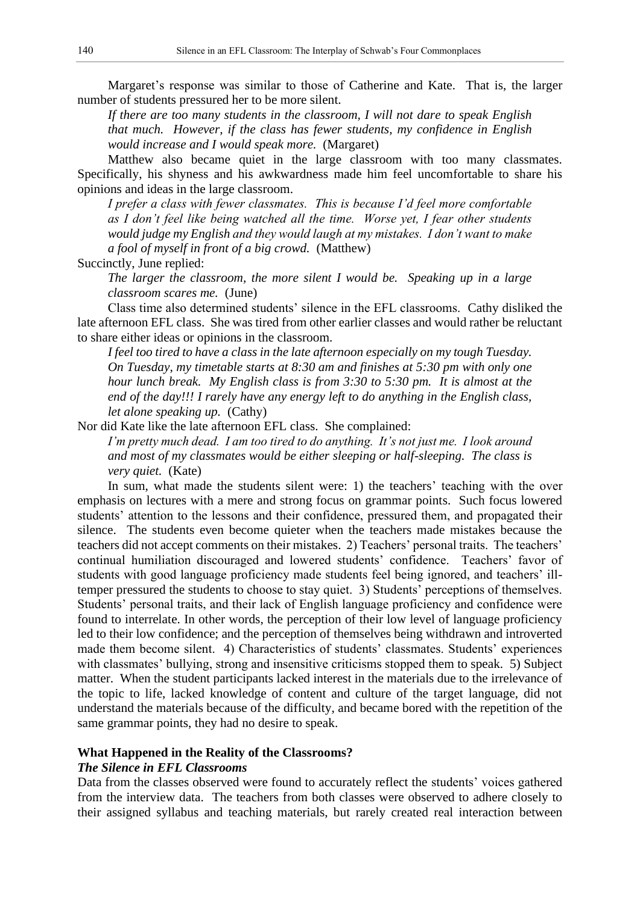Margaret's response was similar to those of Catherine and Kate. That is, the larger number of students pressured her to be more silent.

> *If there are too many students in the classroom, I will not dare to speak English that much. However, if the class has fewer students, my confidence in English would increase and I would speak more.* (Margaret)

Matthew also became quiet in the large classroom with too many classmates. Specifically, his shyness and his awkwardness made him feel uncomfortable to share his opinions and ideas in the large classroom.

> *I prefer a class with fewer classmates. This is because I'd feel more comfortable as I don't feel like being watched all the time. Worse yet, I fear other students would judge my English and they would laugh at my mistakes. I don't want to make a fool of myself in front of a big crowd.* (Matthew)

Succinctly, June replied:

> *The larger the classroom, the more silent I would be. Speaking up in a large classroom scares me.* (June)

Class time also determined students' silence in the EFL classrooms. Cathy disliked the late afternoon EFL class. She was tired from other earlier classes and would rather be reluctant to share either ideas or opinions in the classroom.

> *I feel too tired to have a class in the late afternoon especially on my tough Tuesday. On Tuesday, my timetable starts at 8:30 am and finishes at 5:30 pm with only one hour lunch break. My English class is from 3:30 to 5:30 pm. It is almost at the end of the day!!! I rarely have any energy left to do anything in the English class, let alone speaking up.* (Cathy)

Nor did Kate like the late afternoon EFL class. She complained:

> *I'm pretty much dead. I am too tired to do anything. It's not just me. I look around and most of my classmates would be either sleeping or half-sleeping. The class is very quiet.* (Kate)

In sum, what made the students silent were: 1) the teachers' teaching with the over emphasis on lectures with a mere and strong focus on grammar points. Such focus lowered students' attention to the lessons and their confidence, pressured them, and propagated their silence. The students even become quieter when the teachers made mistakes because the teachers did not accept comments on their mistakes. 2) Teachers' personal traits. The teachers' continual humiliation discouraged and lowered students' confidence. Teachers' favor of students with good language proficiency made students feel being ignored, and teachers' ill-temper pressured the students to choose to stay quiet. 3) Students' perceptions of themselves. Students' personal traits, and their lack of English language proficiency and confidence were found to interrelate. In other words, the perception of their low level of language proficiency led to their low confidence; and the perception of themselves being withdrawn and introverted made them become silent. 4) Characteristics of students' classmates. Students' experiences with classmates' bullying, strong and insensitive criticisms stopped them to speak. 5) Subject matter. When the student participants lacked interest in the materials due to the irrelevance of the topic to life, lacked knowledge of content and culture of the target language, did not understand the materials because of the difficulty, and became bored with the repetition of the same grammar points, they had no desire to speak.

## What Happened in the Reality of the Classrooms?

### *The Silence in EFL Classrooms*

Data from the classes observed were found to accurately reflect the students' voices gathered from the interview data. The teachers from both classes were observed to adhere closely to their assigned syllabus and teaching materials, but rarely created real interaction between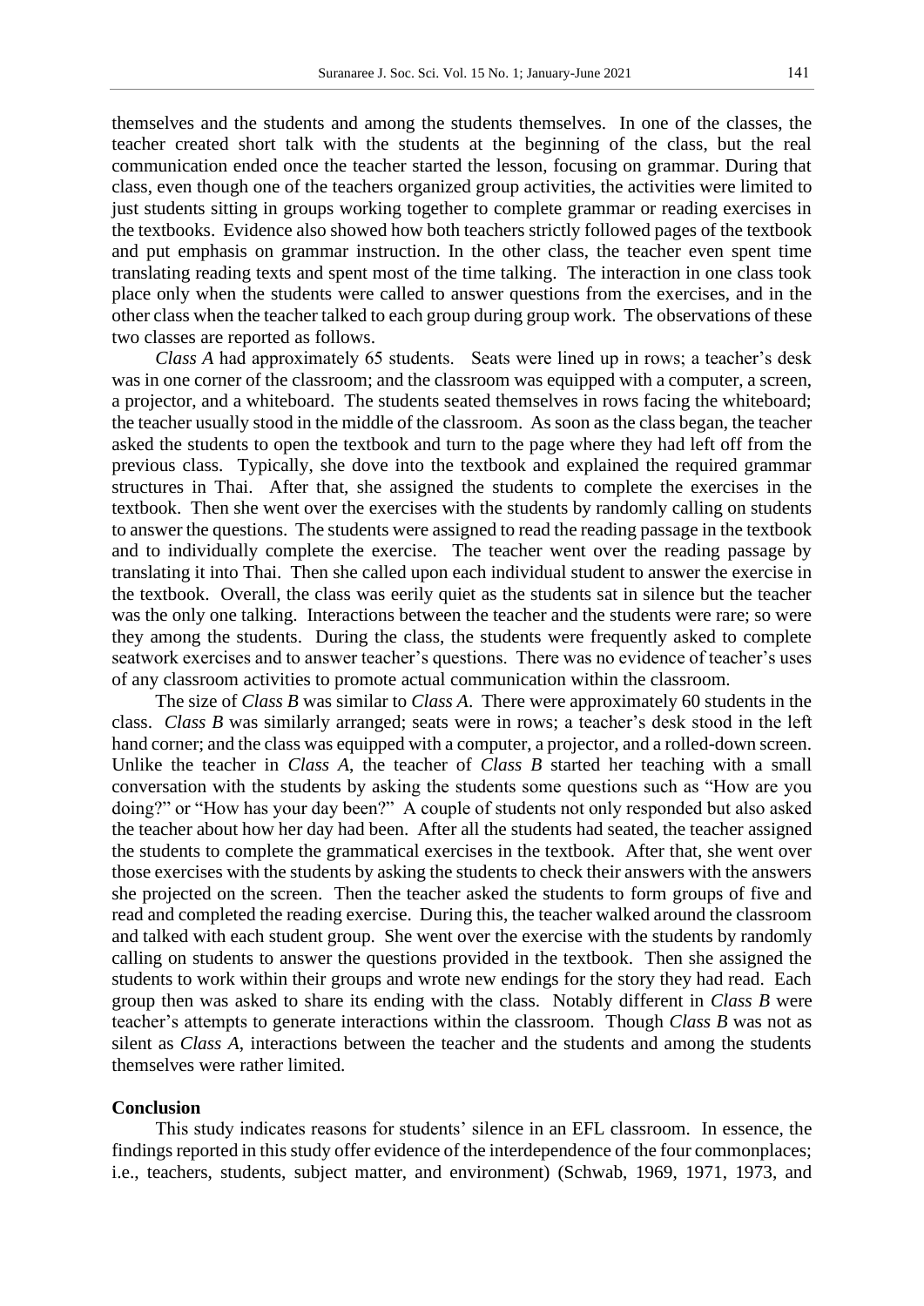themselves and the students and among the students themselves. In one of the classes, the teacher created short talk with the students at the beginning of the class, but the real communication ended once the teacher started the lesson, focusing on grammar. During that class, even though one of the teachers organized group activities, the activities were limited to just students sitting in groups working together to complete grammar or reading exercises in the textbooks. Evidence also showed how both teachers strictly followed pages of the textbook and put emphasis on grammar instruction. In the other class, the teacher even spent time translating reading texts and spent most of the time talking. The interaction in one class took place only when the students were called to answer questions from the exercises, and in the other class when the teacher talked to each group during group work. The observations of these two classes are reported as follows.

*Class A* had approximately 65 students. Seats were lined up in rows; a teacher's desk was in one corner of the classroom; and the classroom was equipped with a computer, a screen, a projector, and a whiteboard. The students seated themselves in rows facing the whiteboard; the teacher usually stood in the middle of the classroom. As soon as the class began, the teacher asked the students to open the textbook and turn to the page where they had left off from the previous class. Typically, she dove into the textbook and explained the required grammar structures in Thai. After that, she assigned the students to complete the exercises in the textbook. Then she went over the exercises with the students by randomly calling on students to answer the questions. The students were assigned to read the reading passage in the textbook and to individually complete the exercise. The teacher went over the reading passage by translating it into Thai. Then she called upon each individual student to answer the exercise in the textbook. Overall, the class was eerily quiet as the students sat in silence but the teacher was the only one talking. Interactions between the teacher and the students were rare; so were they among the students. During the class, the students were frequently asked to complete seatwork exercises and to answer teacher's questions. There was no evidence of teacher's uses of any classroom activities to promote actual communication within the classroom.

The size of *Class B* was similar to *Class A*. There were approximately 60 students in the class. *Class B* was similarly arranged; seats were in rows; a teacher's desk stood in the left hand corner; and the class was equipped with a computer, a projector, and a rolled-down screen. Unlike the teacher in *Class A*, the teacher of *Class B* started her teaching with a small conversation with the students by asking the students some questions such as "How are you doing?" or "How has your day been?" A couple of students not only responded but also asked the teacher about how her day had been. After all the students had seated, the teacher assigned the students to complete the grammatical exercises in the textbook. After that, she went over those exercises with the students by asking the students to check their answers with the answers she projected on the screen. Then the teacher asked the students to form groups of five and read and completed the reading exercise. During this, the teacher walked around the classroom and talked with each student group. She went over the exercise with the students by randomly calling on students to answer the questions provided in the textbook. Then she assigned the students to work within their groups and wrote new endings for the story they had read. Each group then was asked to share its ending with the class. Notably different in *Class B* were teacher's attempts to generate interactions within the classroom. Though *Class B* was not as silent as *Class A*, interactions between the teacher and the students and among the students themselves were rather limited.

## Conclusion

This study indicates reasons for students' silence in an EFL classroom. In essence, the findings reported in this study offer evidence of the interdependence of the four commonplaces; i.e., teachers, students, subject matter, and environment) (Schwab, 1969, 1971, 1973, and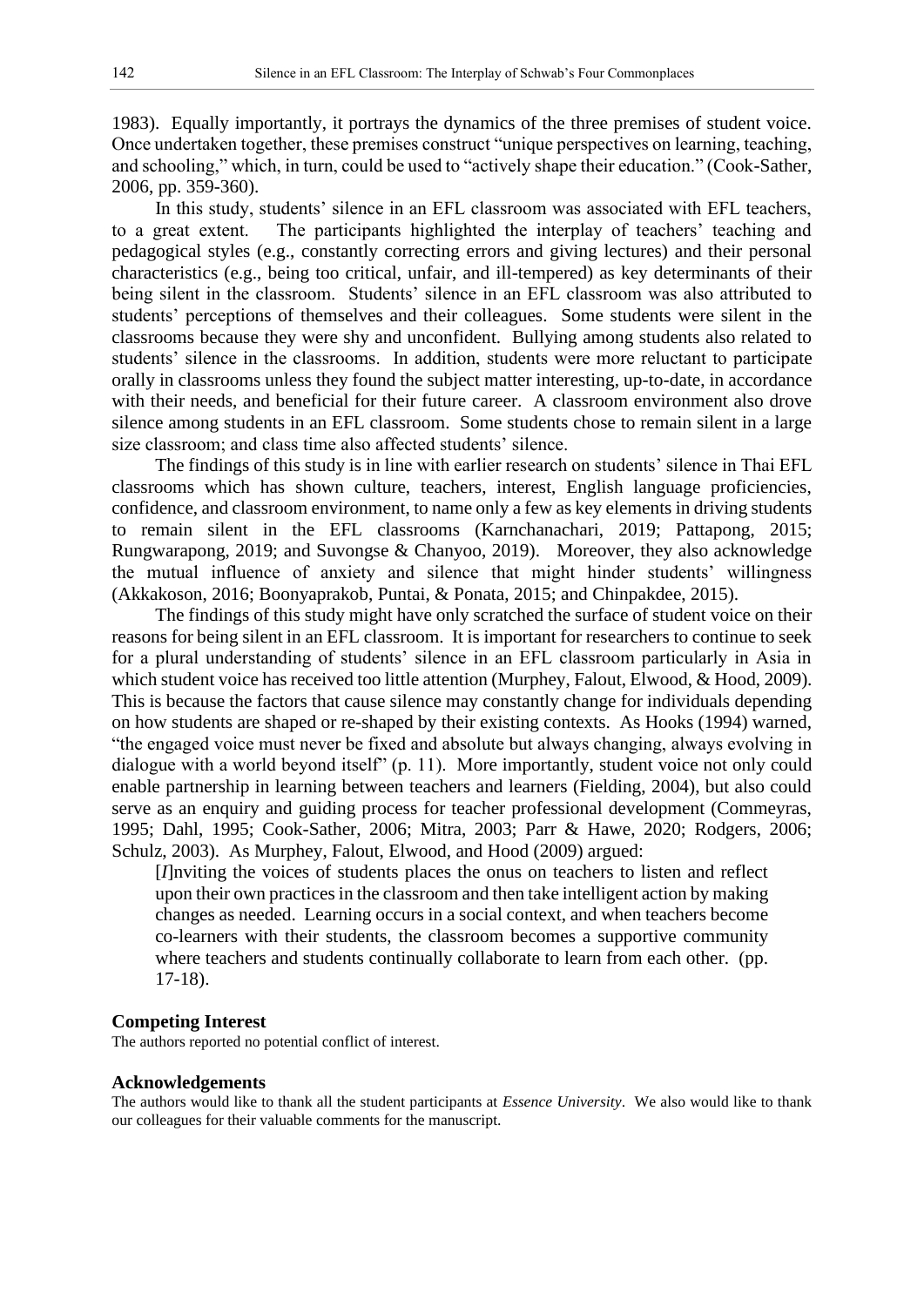1983). Equally importantly, it portrays the dynamics of the three premises of student voice. Once undertaken together, these premises construct "unique perspectives on learning, teaching, and schooling," which, in turn, could be used to "actively shape their education." (Cook-Sather, 2006, pp. 359-360).

In this study, students' silence in an EFL classroom was associated with EFL teachers, to a great extent. The participants highlighted the interplay of teachers' teaching and pedagogical styles (e.g., constantly correcting errors and giving lectures) and their personal characteristics (e.g., being too critical, unfair, and ill-tempered) as key determinants of their being silent in the classroom. Students' silence in an EFL classroom was also attributed to students' perceptions of themselves and their colleagues. Some students were silent in the classrooms because they were shy and unconfident. Bullying among students also related to students' silence in the classrooms. In addition, students were more reluctant to participate orally in classrooms unless they found the subject matter interesting, up-to-date, in accordance with their needs, and beneficial for their future career. A classroom environment also drove silence among students in an EFL classroom. Some students chose to remain silent in a large size classroom; and class time also affected students' silence.

The findings of this study is in line with earlier research on students' silence in Thai EFL classrooms which has shown culture, teachers, interest, English language proficiencies, confidence, and classroom environment, to name only a few as key elements in driving students to remain silent in the EFL classrooms (Karnchanachari, 2019; Pattapong, 2015; Rungwarapong, 2019; and Suvongse & Chanyoo, 2019). Moreover, they also acknowledge the mutual influence of anxiety and silence that might hinder students' willingness (Akkakoson, 2016; Boonyaprakob, Puntai, & Ponata, 2015; and Chinpakdee, 2015).

The findings of this study might have only scratched the surface of student voice on their reasons for being silent in an EFL classroom. It is important for researchers to continue to seek for a plural understanding of students' silence in an EFL classroom particularly in Asia in which student voice has received too little attention (Murphey, Falout, Elwood, & Hood, 2009). This is because the factors that cause silence may constantly change for individuals depending on how students are shaped or re-shaped by their existing contexts. As Hooks (1994) warned, "the engaged voice must never be fixed and absolute but always changing, always evolving in dialogue with a world beyond itself" (p. 11). More importantly, student voice not only could enable partnership in learning between teachers and learners (Fielding, 2004), but also could serve as an enquiry and guiding process for teacher professional development (Commeyras, 1995; Dahl, 1995; Cook-Sather, 2006; Mitra, 2003; Parr & Hawe, 2020; Rodgers, 2006; Schulz, 2003). As Murphey, Falout, Elwood, and Hood (2009) argued:

> [*I*]nviting the voices of students places the onus on teachers to listen and reflect upon their own practices in the classroom and then take intelligent action by making changes as needed. Learning occurs in a social context, and when teachers become co-learners with their students, the classroom becomes a supportive community where teachers and students continually collaborate to learn from each other. (pp. 17-18).

### Competing Interest

The authors reported no potential conflict of interest.

### Acknowledgements

The authors would like to thank all the student participants at *Essence University*. We also would like to thank our colleagues for their valuable comments for the manuscript.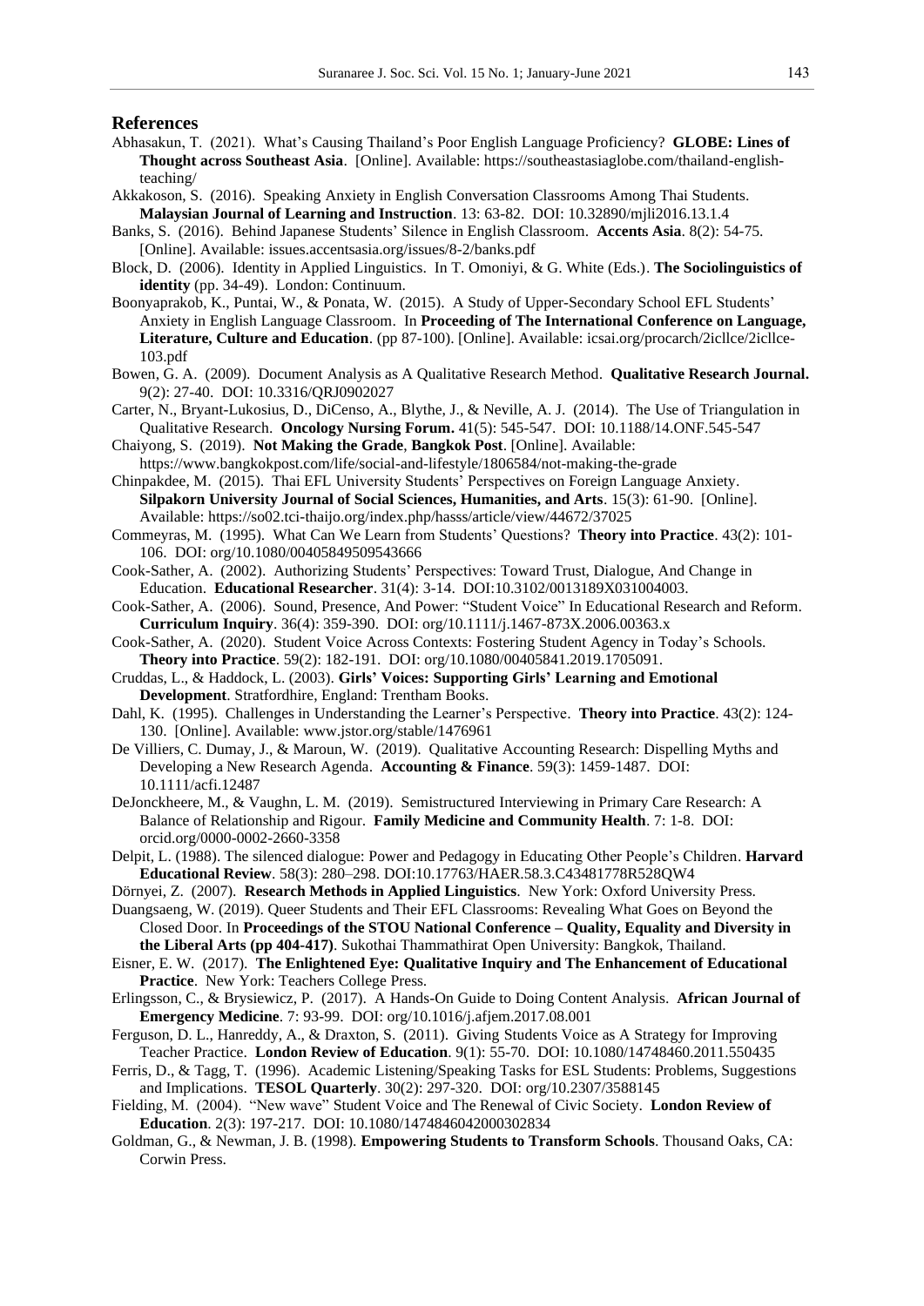## References

Abhasakun, T. (2021). What's Causing Thailand's Poor English Language Proficiency? **GLOBE: Lines of Thought across Southeast Asia**. [Online]. Available: https://southeastasiaglobe.com/thailand-english-teaching/

Akkakoson, S. (2016). Speaking Anxiety in English Conversation Classrooms Among Thai Students. **Malaysian Journal of Learning and Instruction**. 13: 63-82. DOI: 10.32890/mjli2016.13.1.4

Banks, S. (2016). Behind Japanese Students' Silence in English Classroom. **Accents Asia**. 8(2): 54-75. [Online]. Available: issues.accentsasia.org/issues/8-2/banks.pdf

Block, D. (2006). Identity in Applied Linguistics. In T. Omoniyi, & G. White (Eds.). **The Sociolinguistics of identity** (pp. 34-49). London: Continuum.

Boonyaprakob, K., Puntai, W., & Ponata, W. (2015). A Study of Upper-Secondary School EFL Students' Anxiety in English Language Classroom. In **Proceeding of The International Conference on Language, Literature, Culture and Education**. (pp 87-100). [Online]. Available: icsai.org/procarch/2icllce/2icllce-103.pdf

Bowen, G. A. (2009). Document Analysis as A Qualitative Research Method. **Qualitative Research Journal.** 9(2): 27-40. DOI: 10.3316/QRJ0902027

Carter, N., Bryant-Lukosius, D., DiCenso, A., Blythe, J., & Neville, A. J. (2014). The Use of Triangulation in Qualitative Research. **Oncology Nursing Forum.** 41(5): 545-547. DOI: 10.1188/14.ONF.545-547

Chaiyong, S. (2019). **Not Making the Grade**, **Bangkok Post**. [Online]. Available: https://www.bangkokpost.com/life/social-and-lifestyle/1806584/not-making-the-grade

Chinpakdee, M. (2015). Thai EFL University Students' Perspectives on Foreign Language Anxiety. **Silpakorn University Journal of Social Sciences, Humanities, and Arts**. 15(3): 61-90. [Online]. Available: https://so02.tci-thaijo.org/index.php/hasss/article/view/44672/37025

Commeyras, M. (1995). What Can We Learn from Students' Questions? **Theory into Practice**. 43(2): 101-106. DOI: org/10.1080/00405849509543666

Cook-Sather, A. (2002). Authorizing Students' Perspectives: Toward Trust, Dialogue, And Change in Education. **Educational Researcher**. 31(4): 3-14. DOI:10.3102/0013189X031004003.

Cook-Sather, A. (2006). Sound, Presence, And Power: "Student Voice" In Educational Research and Reform. **Curriculum Inquiry**. 36(4): 359-390. DOI: org/10.1111/j.1467-873X.2006.00363.x

Cook-Sather, A. (2020). Student Voice Across Contexts: Fostering Student Agency in Today's Schools. **Theory into Practice**. 59(2): 182-191. DOI: org/10.1080/00405841.2019.1705091.

Cruddas, L., & Haddock, L. (2003). **Girls' Voices: Supporting Girls' Learning and Emotional Development**. Stratfordhire, England: Trentham Books.

Dahl, K. (1995). Challenges in Understanding the Learner's Perspective. **Theory into Practice**. 43(2): 124-130. [Online]. Available: www.jstor.org/stable/1476961

De Villiers, C. Dumay, J., & Maroun, W. (2019). Qualitative Accounting Research: Dispelling Myths and Developing a New Research Agenda. **Accounting & Finance**. 59(3): 1459-1487. DOI: 10.1111/acfi.12487

DeJonckheere, M., & Vaughn, L. M. (2019). Semistructured Interviewing in Primary Care Research: A Balance of Relationship and Rigour. **Family Medicine and Community Health**. 7: 1-8. DOI: orcid.org/0000-0002-2660-3358

Delpit, L. (1988). The silenced dialogue: Power and Pedagogy in Educating Other People's Children. **Harvard Educational Review**. 58(3): 280–298. DOI:10.17763/HAER.58.3.C43481778R528QW4

Dörnyei, Z. (2007). **Research Methods in Applied Linguistics**. New York: Oxford University Press.

Duangsaeng, W. (2019). Queer Students and Their EFL Classrooms: Revealing What Goes on Beyond the Closed Door. In **Proceedings of the STOU National Conference – Quality, Equality and Diversity in the Liberal Arts (pp 404-417)**. Sukothai Thammathirat Open University: Bangkok, Thailand.

Eisner, E. W. (2017). **The Enlightened Eye: Qualitative Inquiry and The Enhancement of Educational Practice**. New York: Teachers College Press.

Erlingsson, C., & Brysiewicz, P. (2017). A Hands-On Guide to Doing Content Analysis. **African Journal of Emergency Medicine**. 7: 93-99. DOI: org/10.1016/j.afjem.2017.08.001

Ferguson, D. L., Hanreddy, A., & Draxton, S. (2011). Giving Students Voice as A Strategy for Improving Teacher Practice. **London Review of Education**. 9(1): 55-70. DOI: 10.1080/14748460.2011.550435

Ferris, D., & Tagg, T. (1996). Academic Listening/Speaking Tasks for ESL Students: Problems, Suggestions and Implications. **TESOL Quarterly**. 30(2): 297-320. DOI: org/10.2307/3588145

Fielding, M. (2004). "New wave" Student Voice and The Renewal of Civic Society. **London Review of Education**. 2(3): 197-217. DOI: 10.1080/1474846042000302834

Goldman, G., & Newman, J. B. (1998). **Empowering Students to Transform Schools**. Thousand Oaks, CA: Corwin Press.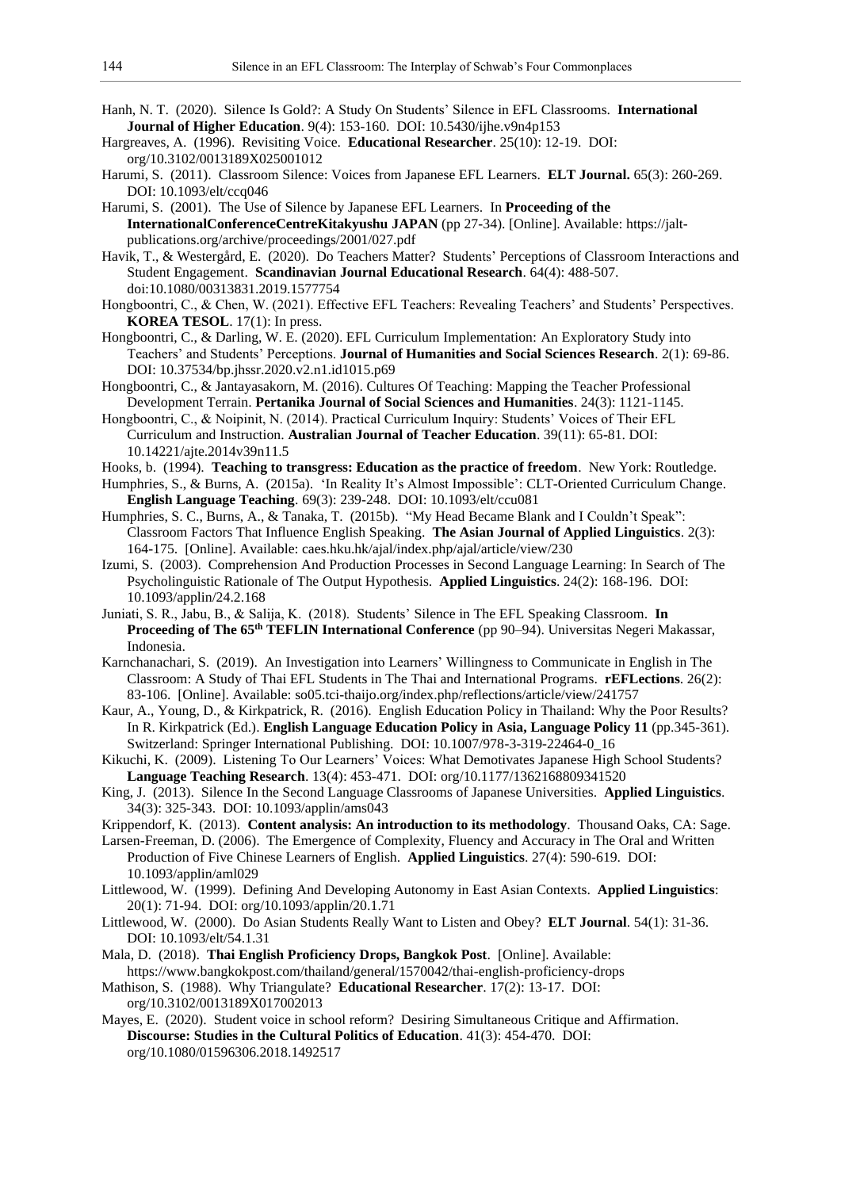Hanh, N. T. (2020). Silence Is Gold?: A Study On Students' Silence in EFL Classrooms. **International Journal of Higher Education**. 9(4): 153-160. DOI: 10.5430/ijhe.v9n4p153

Hargreaves, A. (1996). Revisiting Voice. **Educational Researcher**. 25(10): 12-19. DOI: org/10.3102/0013189X025001012

Harumi, S. (2011). Classroom Silence: Voices from Japanese EFL Learners. **ELT Journal.** 65(3): 260-269. DOI: 10.1093/elt/ccq046

Harumi, S. (2001). The Use of Silence by Japanese EFL Learners. In **Proceeding of the InternationalConferenceCentreKitakyushu JAPAN** (pp 27-34). [Online]. Available: https://jalt-publications.org/archive/proceedings/2001/027.pdf

Havik, T., & Westergård, E. (2020). Do Teachers Matter? Students' Perceptions of Classroom Interactions and Student Engagement. **Scandinavian Journal Educational Research**. 64(4): 488-507. doi:10.1080/00313831.2019.1577754

Hongboontri, C., & Chen, W. (2021). Effective EFL Teachers: Revealing Teachers' and Students' Perspectives. **KOREA TESOL**. 17(1): In press.

Hongboontri, C., & Darling, W. E. (2020). EFL Curriculum Implementation: An Exploratory Study into Teachers' and Students' Perceptions. **Journal of Humanities and Social Sciences Research**. 2(1): 69-86. DOI: 10.37534/bp.jhssr.2020.v2.n1.id1015.p69

Hongboontri, C., & Jantayasakorn, M. (2016). Cultures Of Teaching: Mapping the Teacher Professional Development Terrain. **Pertanika Journal of Social Sciences and Humanities**. 24(3): 1121-1145.

Hongboontri, C., & Noipinit, N. (2014). Practical Curriculum Inquiry: Students' Voices of Their EFL Curriculum and Instruction. **Australian Journal of Teacher Education**. 39(11): 65-81. DOI: 10.14221/ajte.2014v39n11.5

Hooks, b. (1994). **Teaching to transgress: Education as the practice of freedom**. New York: Routledge.

Humphries, S., & Burns, A. (2015a). 'In Reality It's Almost Impossible': CLT-Oriented Curriculum Change. **English Language Teaching**. 69(3): 239-248. DOI: 10.1093/elt/ccu081

Humphries, S. C., Burns, A., & Tanaka, T. (2015b). "My Head Became Blank and I Couldn't Speak": Classroom Factors That Influence English Speaking. **The Asian Journal of Applied Linguistics**. 2(3): 164-175. [Online]. Available: caes.hku.hk/ajal/index.php/ajal/article/view/230

Izumi, S. (2003). Comprehension And Production Processes in Second Language Learning: In Search of The Psycholinguistic Rationale of The Output Hypothesis. **Applied Linguistics**. 24(2): 168-196. DOI: 10.1093/applin/24.2.168

Juniati, S. R., Jabu, B., & Salija, K. (2018). Students' Silence in The EFL Speaking Classroom. **In Proceeding of The 65th TEFLIN International Conference** (pp 90–94). Universitas Negeri Makassar, Indonesia.

Karnchanachari, S. (2019). An Investigation into Learners' Willingness to Communicate in English in The Classroom: A Study of Thai EFL Students in The Thai and International Programs. **rEFLections**. 26(2): 83-106. [Online]. Available: so05.tci-thaijo.org/index.php/reflections/article/view/241757

Kaur, A., Young, D., & Kirkpatrick, R. (2016). English Education Policy in Thailand: Why the Poor Results? In R. Kirkpatrick (Ed.). **English Language Education Policy in Asia, Language Policy 11** (pp.345-361). Switzerland: Springer International Publishing. DOI: 10.1007/978-3-319-22464-0_16

Kikuchi, K. (2009). Listening To Our Learners' Voices: What Demotivates Japanese High School Students? **Language Teaching Research**. 13(4): 453-471. DOI: org/10.1177/1362168809341520

King, J. (2013). Silence In the Second Language Classrooms of Japanese Universities. **Applied Linguistics**. 34(3): 325-343. DOI: 10.1093/applin/ams043

Krippendorf, K. (2013). **Content analysis: An introduction to its methodology**. Thousand Oaks, CA: Sage.

Larsen-Freeman, D. (2006). The Emergence of Complexity, Fluency and Accuracy in The Oral and Written Production of Five Chinese Learners of English. **Applied Linguistics**. 27(4): 590-619. DOI: 10.1093/applin/aml029

Littlewood, W. (1999). Defining And Developing Autonomy in East Asian Contexts. **Applied Linguistics**: 20(1): 71-94. DOI: org/10.1093/applin/20.1.71

Littlewood, W. (2000). Do Asian Students Really Want to Listen and Obey? **ELT Journal**. 54(1): 31-36. DOI: 10.1093/elt/54.1.31

Mala, D. (2018). **Thai English Proficiency Drops, Bangkok Post**. [Online]. Available: https://www.bangkokpost.com/thailand/general/1570042/thai-english-proficiency-drops

Mathison, S. (1988). Why Triangulate? **Educational Researcher**. 17(2): 13-17. DOI: org/10.3102/0013189X017002013

Mayes, E. (2020). Student voice in school reform? Desiring Simultaneous Critique and Affirmation. **Discourse: Studies in the Cultural Politics of Education**. 41(3): 454-470. DOI: org/10.1080/01596306.2018.1492517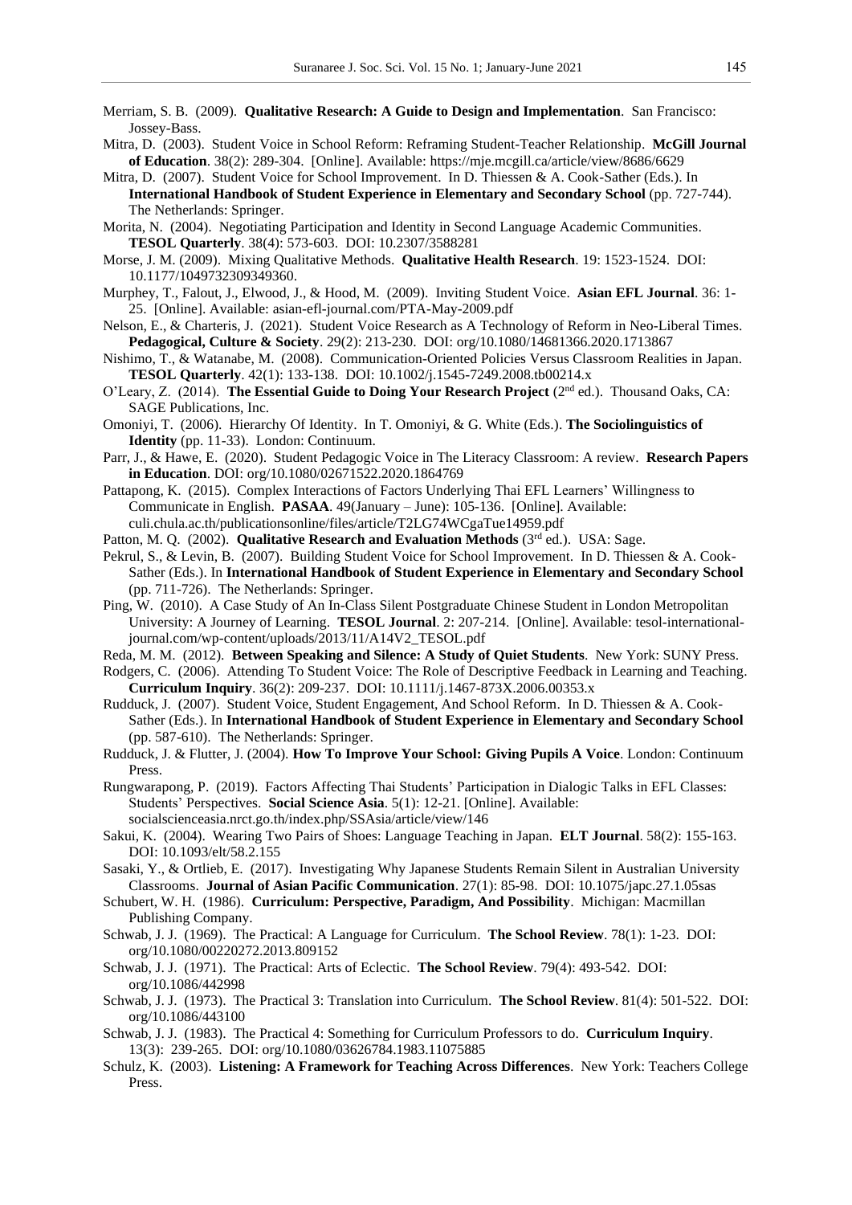Merriam, S. B. (2009). **Qualitative Research: A Guide to Design and Implementation**. San Francisco: Jossey-Bass.

Mitra, D. (2003). Student Voice in School Reform: Reframing Student-Teacher Relationship. **McGill Journal of Education**. 38(2): 289-304. [Online]. Available: https://mje.mcgill.ca/article/view/8686/6629

Mitra, D. (2007). Student Voice for School Improvement. In D. Thiessen & A. Cook-Sather (Eds.). In **International Handbook of Student Experience in Elementary and Secondary School** (pp. 727-744). The Netherlands: Springer.

Morita, N. (2004). Negotiating Participation and Identity in Second Language Academic Communities. **TESOL Quarterly**. 38(4): 573-603. DOI: 10.2307/3588281

Morse, J. M. (2009). Mixing Qualitative Methods. **Qualitative Health Research**. 19: 1523-1524. DOI: 10.1177/1049732309349360.

Murphey, T., Falout, J., Elwood, J., & Hood, M. (2009). Inviting Student Voice. **Asian EFL Journal**. 36: 1-25. [Online]. Available: asian-efl-journal.com/PTA-May-2009.pdf

Nelson, E., & Charteris, J. (2021). Student Voice Research as A Technology of Reform in Neo-Liberal Times. **Pedagogical, Culture & Society**. 29(2): 213-230. DOI: org/10.1080/14681366.2020.1713867

Nishimo, T., & Watanabe, M. (2008). Communication-Oriented Policies Versus Classroom Realities in Japan. **TESOL Quarterly**. 42(1): 133-138. DOI: 10.1002/j.1545-7249.2008.tb00214.x

O'Leary, Z. (2014). **The Essential Guide to Doing Your Research Project** (2nd ed.). Thousand Oaks, CA: SAGE Publications, Inc.

Omoniyi, T. (2006). Hierarchy Of Identity. In T. Omoniyi, & G. White (Eds.). **The Sociolinguistics of Identity** (pp. 11-33). London: Continuum.

Parr, J., & Hawe, E. (2020). Student Pedagogic Voice in The Literacy Classroom: A review. **Research Papers in Education**. DOI: org/10.1080/02671522.2020.1864769

Pattapong, K. (2015). Complex Interactions of Factors Underlying Thai EFL Learners' Willingness to Communicate in English. **PASAA**. 49(January – June): 105-136. [Online]. Available: culi.chula.ac.th/publicationsonline/files/article/T2LG74WCgaTue14959.pdf

Patton, M. Q. (2002). **Qualitative Research and Evaluation Methods** (3rd ed.). USA: Sage.

Pekrul, S., & Levin, B. (2007). Building Student Voice for School Improvement. In D. Thiessen & A. Cook-Sather (Eds.). In **International Handbook of Student Experience in Elementary and Secondary School** (pp. 711-726). The Netherlands: Springer.

Ping, W. (2010). A Case Study of An In-Class Silent Postgraduate Chinese Student in London Metropolitan University: A Journey of Learning. **TESOL Journal**. 2: 207-214. [Online]. Available: tesol-international-journal.com/wp-content/uploads/2013/11/A14V2_TESOL.pdf

Reda, M. M. (2012). **Between Speaking and Silence: A Study of Quiet Students**. New York: SUNY Press.

Rodgers, C. (2006). Attending To Student Voice: The Role of Descriptive Feedback in Learning and Teaching. **Curriculum Inquiry**. 36(2): 209-237. DOI: 10.1111/j.1467-873X.2006.00353.x

Rudduck, J. (2007). Student Voice, Student Engagement, And School Reform. In D. Thiessen & A. Cook-Sather (Eds.). In **International Handbook of Student Experience in Elementary and Secondary School** (pp. 587-610). The Netherlands: Springer.

Rudduck, J. & Flutter, J. (2004). **How To Improve Your School: Giving Pupils A Voice**. London: Continuum Press.

Rungwarapong, P. (2019). Factors Affecting Thai Students' Participation in Dialogic Talks in EFL Classes: Students' Perspectives. **Social Science Asia**. 5(1): 12-21. [Online]. Available: socialscienceasia.nrct.go.th/index.php/SSAsia/article/view/146

Sakui, K. (2004). Wearing Two Pairs of Shoes: Language Teaching in Japan. **ELT Journal**. 58(2): 155-163. DOI: 10.1093/elt/58.2.155

Sasaki, Y., & Ortlieb, E. (2017). Investigating Why Japanese Students Remain Silent in Australian University Classrooms. **Journal of Asian Pacific Communication**. 27(1): 85-98. DOI: 10.1075/japc.27.1.05sas

Schubert, W. H. (1986). **Curriculum: Perspective, Paradigm, And Possibility**. Michigan: Macmillan Publishing Company.

Schwab, J. J. (1969). The Practical: A Language for Curriculum. **The School Review**. 78(1): 1-23. DOI: org/10.1080/00220272.2013.809152

Schwab, J. J. (1971). The Practical: Arts of Eclectic. **The School Review**. 79(4): 493-542. DOI: org/10.1086/442998

Schwab, J. J. (1973). The Practical 3: Translation into Curriculum. **The School Review**. 81(4): 501-522. DOI: org/10.1086/443100

Schwab, J. J. (1983). The Practical 4: Something for Curriculum Professors to do. **Curriculum Inquiry**. 13(3): 239-265. DOI: org/10.1080/03626784.1983.11075885

Schulz, K. (2003). **Listening: A Framework for Teaching Across Differences**. New York: Teachers College Press.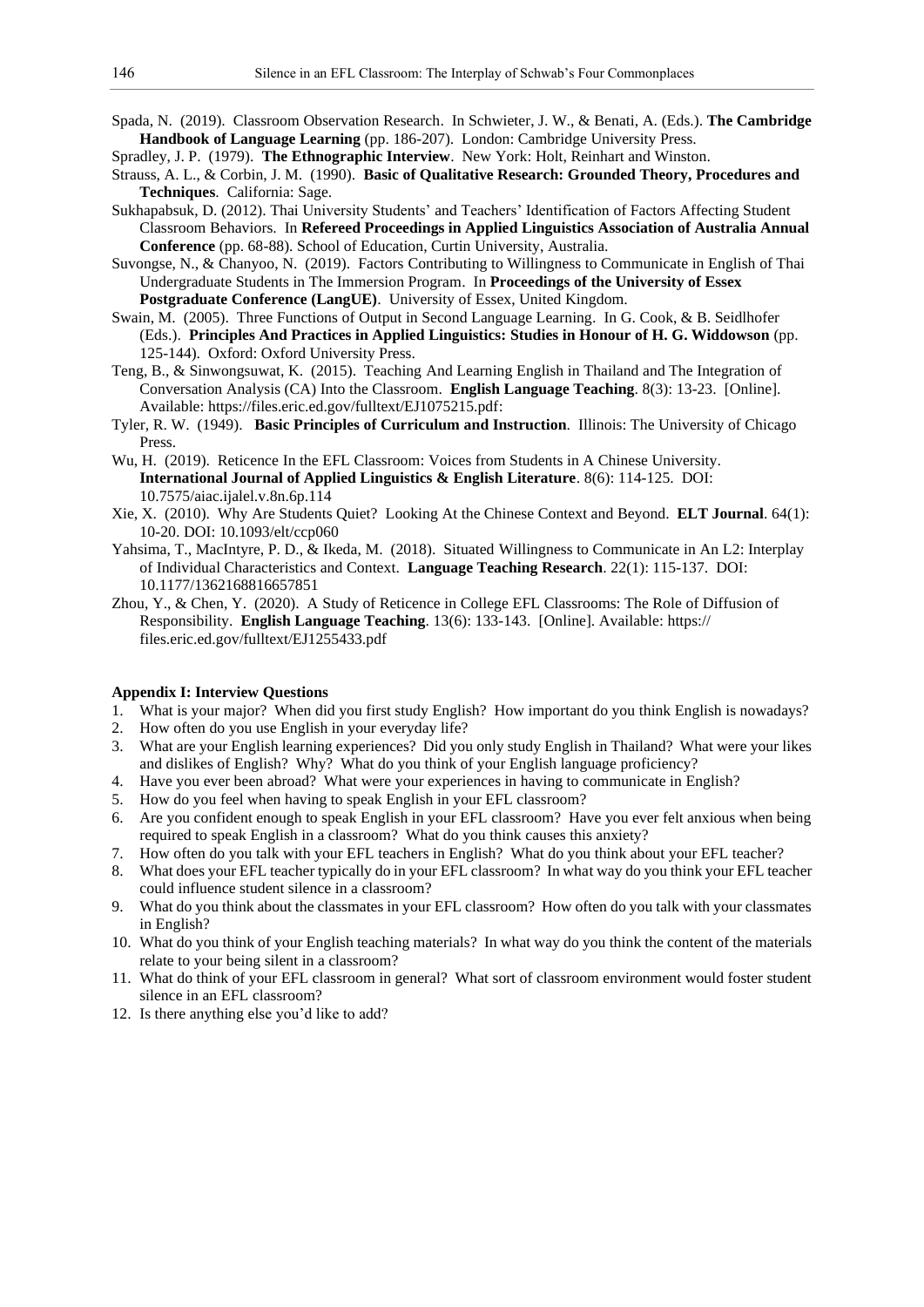Spada, N. (2019). Classroom Observation Research. In Schwieter, J. W., & Benati, A. (Eds.). **The Cambridge Handbook of Language Learning** (pp. 186-207). London: Cambridge University Press.

Spradley, J. P. (1979). **The Ethnographic Interview**. New York: Holt, Reinhart and Winston.

Strauss, A. L., & Corbin, J. M. (1990). **Basic of Qualitative Research: Grounded Theory, Procedures and Techniques**. California: Sage.

Sukhapabsuk, D. (2012). Thai University Students' and Teachers' Identification of Factors Affecting Student Classroom Behaviors. In **Refereed Proceedings in Applied Linguistics Association of Australia Annual Conference** (pp. 68-88). School of Education, Curtin University, Australia.

Suvongse, N., & Chanyoo, N. (2019). Factors Contributing to Willingness to Communicate in English of Thai Undergraduate Students in The Immersion Program. In **Proceedings of the University of Essex Postgraduate Conference (LangUE)**. University of Essex, United Kingdom.

Swain, M. (2005). Three Functions of Output in Second Language Learning. In G. Cook, & B. Seidlhofer (Eds.). **Principles And Practices in Applied Linguistics: Studies in Honour of H. G. Widdowson** (pp. 125-144). Oxford: Oxford University Press.

Teng, B., & Sinwongsuwat, K. (2015). Teaching And Learning English in Thailand and The Integration of Conversation Analysis (CA) Into the Classroom. **English Language Teaching**. 8(3): 13-23. [Online]. Available: https://files.eric.ed.gov/fulltext/EJ1075215.pdf:

Tyler, R. W. (1949). **Basic Principles of Curriculum and Instruction**. Illinois: The University of Chicago Press.

Wu, H. (2019). Reticence In the EFL Classroom: Voices from Students in A Chinese University. **International Journal of Applied Linguistics & English Literature**. 8(6): 114-125. DOI: 10.7575/aiac.ijalel.v.8n.6p.114

Xie, X. (2010). Why Are Students Quiet? Looking At the Chinese Context and Beyond. **ELT Journal**. 64(1): 10-20. DOI: 10.1093/elt/ccp060

Yahsima, T., MacIntyre, P. D., & Ikeda, M. (2018). Situated Willingness to Communicate in An L2: Interplay of Individual Characteristics and Context. **Language Teaching Research**. 22(1): 115-137. DOI: 10.1177/1362168816657851

Zhou, Y., & Chen, Y. (2020). A Study of Reticence in College EFL Classrooms: The Role of Diffusion of Responsibility. **English Language Teaching**. 13(6): 133-143. [Online]. Available: https:// files.eric.ed.gov/fulltext/EJ1255433.pdf

**Appendix I: Interview Questions**

1. What is your major? When did you first study English? How important do you think English is nowadays?
2. How often do you use English in your everyday life?
3. What are your English learning experiences? Did you only study English in Thailand? What were your likes and dislikes of English? Why? What do you think of your English language proficiency?
4. Have you ever been abroad? What were your experiences in having to communicate in English?
5. How do you feel when having to speak English in your EFL classroom?
6. Are you confident enough to speak English in your EFL classroom? Have you ever felt anxious when being required to speak English in a classroom? What do you think causes this anxiety?
7. How often do you talk with your EFL teachers in English? What do you think about your EFL teacher?
8. What does your EFL teacher typically do in your EFL classroom? In what way do you think your EFL teacher could influence student silence in a classroom?
9. What do you think about the classmates in your EFL classroom? How often do you talk with your classmates in English?
10. What do you think of your English teaching materials? In what way do you think the content of the materials relate to your being silent in a classroom?
11. What do think of your EFL classroom in general? What sort of classroom environment would foster student silence in an EFL classroom?
12. Is there anything else you'd like to add?